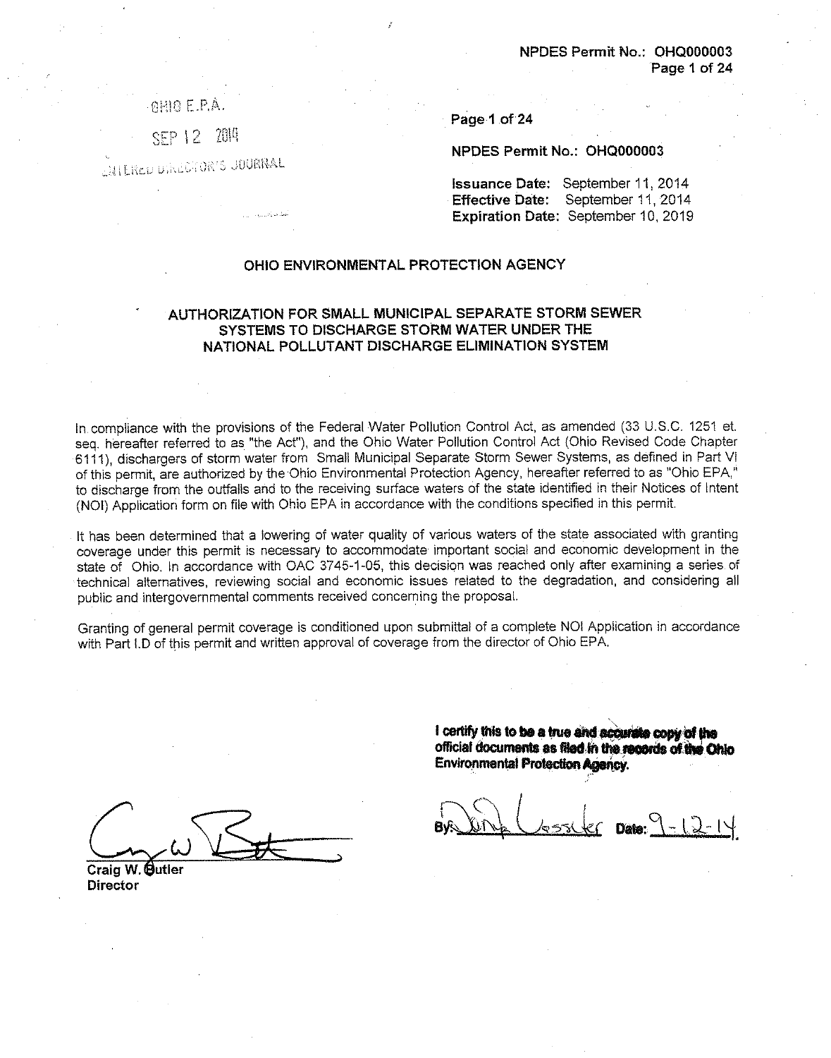OHIO E.P.A.

SEP 12 2014

ENTERED DIRECTOR'S JOURNAL

NPDES Permit No.: OHQ000003

**Issuance Date:** September 11, 2014
**Effective Date:** September 11, 2014
**Expiration Date:** September 10, 2019

## OHIO ENVIRONMENTAL PROTECTION AGENCY

## AUTHORIZATION FOR SMALL MUNICIPAL SEPARATE STORM SEWER SYSTEMS TO DISCHARGE STORM WATER UNDER THE NATIONAL POLLUTANT DISCHARGE ELIMINATION SYSTEM

In compliance with the provisions of the Federal Water Pollution Control Act, as amended (33 U.S.C. 1251 et. seq. hereafter referred to as "the Act"), and the Ohio Water Pollution Control Act (Ohio Revised Code Chapter 6111), dischargers of storm water from Small Municipal Separate Storm Sewer Systems, as defined in Part VI of this permit, are authorized by the Ohio Environmental Protection Agency, hereafter referred to as "Ohio EPA," to discharge from the outfalls and to the receiving surface waters of the state identified in their Notices of Intent (NOI) Application form on file with Ohio EPA in accordance with the conditions specified in this permit.

It has been determined that a lowering of water quality of various waters of the state associated with granting coverage under this permit is necessary to accommodate important social and economic development in the state of Ohio. In accordance with OAC 3745-1-05, this decision was reached only after examining a series of technical alternatives, reviewing social and economic issues related to the degradation, and considering all public and intergovernmental comments received concerning the proposal.

Granting of general permit coverage is conditioned upon submittal of a complete NOI Application in accordance with Part I.D of this permit and written approval of coverage from the director of Ohio EPA.

**I certify this to be a true and accurate copy of the official documents as filed in the records of the Ohio Environmental Protection Agency.**

By: [signature] Date: 9-12-14

[signature]

**Craig W. Butler**
**Director**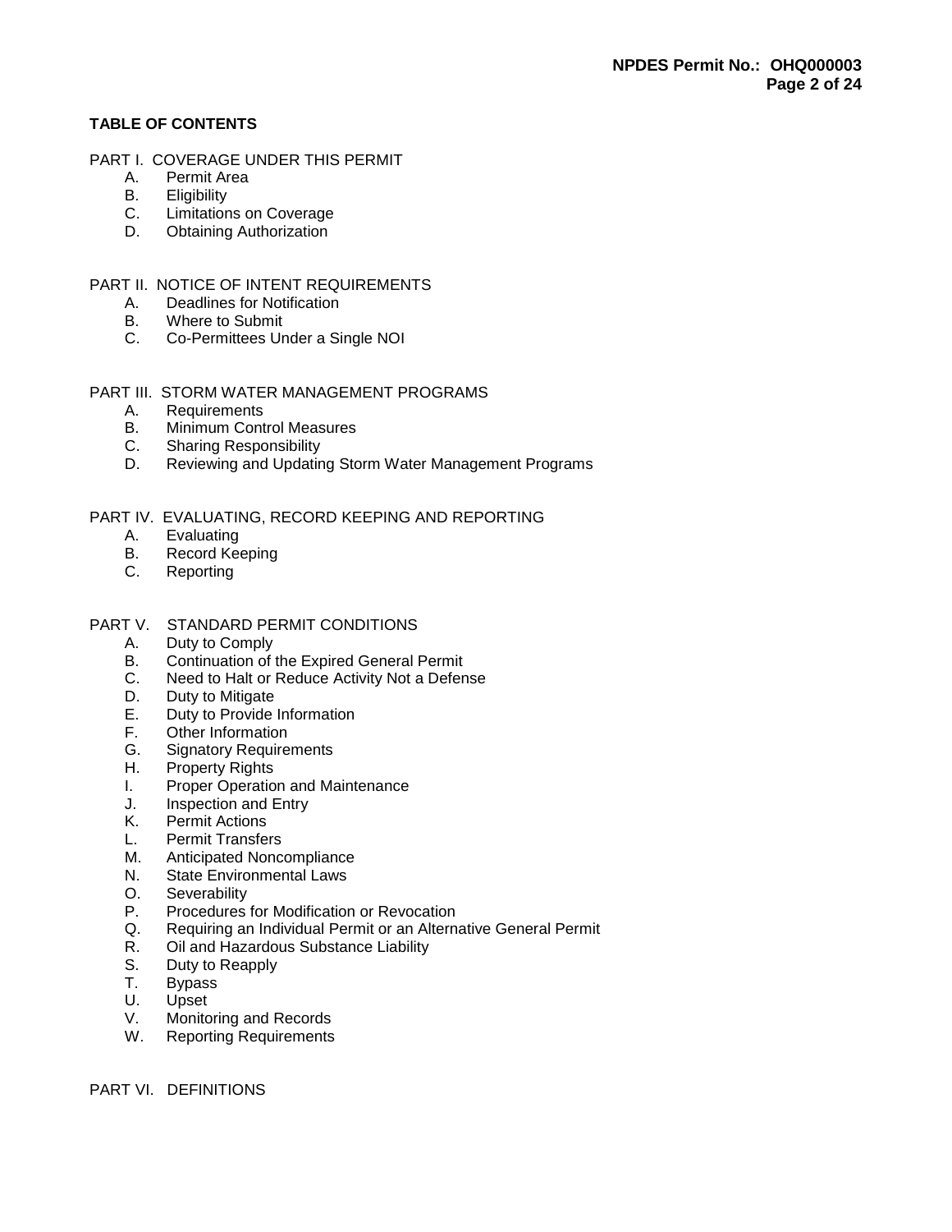**TABLE OF CONTENTS**

PART I. COVERAGE UNDER THIS PERMIT
- A. Permit Area
- B. Eligibility
- C. Limitations on Coverage
- D. Obtaining Authorization

PART II. NOTICE OF INTENT REQUIREMENTS
- A. Deadlines for Notification
- B. Where to Submit
- C. Co-Permittees Under a Single NOI

PART III. STORM WATER MANAGEMENT PROGRAMS
- A. Requirements
- B. Minimum Control Measures
- C. Sharing Responsibility
- D. Reviewing and Updating Storm Water Management Programs

PART IV. EVALUATING, RECORD KEEPING AND REPORTING
- A. Evaluating
- B. Record Keeping
- C. Reporting

PART V. STANDARD PERMIT CONDITIONS
- A. Duty to Comply
- B. Continuation of the Expired General Permit
- C. Need to Halt or Reduce Activity Not a Defense
- D. Duty to Mitigate
- E. Duty to Provide Information
- F. Other Information
- G. Signatory Requirements
- H. Property Rights
- I. Proper Operation and Maintenance
- J. Inspection and Entry
- K. Permit Actions
- L. Permit Transfers
- M. Anticipated Noncompliance
- N. State Environmental Laws
- O. Severability
- P. Procedures for Modification or Revocation
- Q. Requiring an Individual Permit or an Alternative General Permit
- R. Oil and Hazardous Substance Liability
- S. Duty to Reapply
- T. Bypass
- U. Upset
- V. Monitoring and Records
- W. Reporting Requirements

PART VI. DEFINITIONS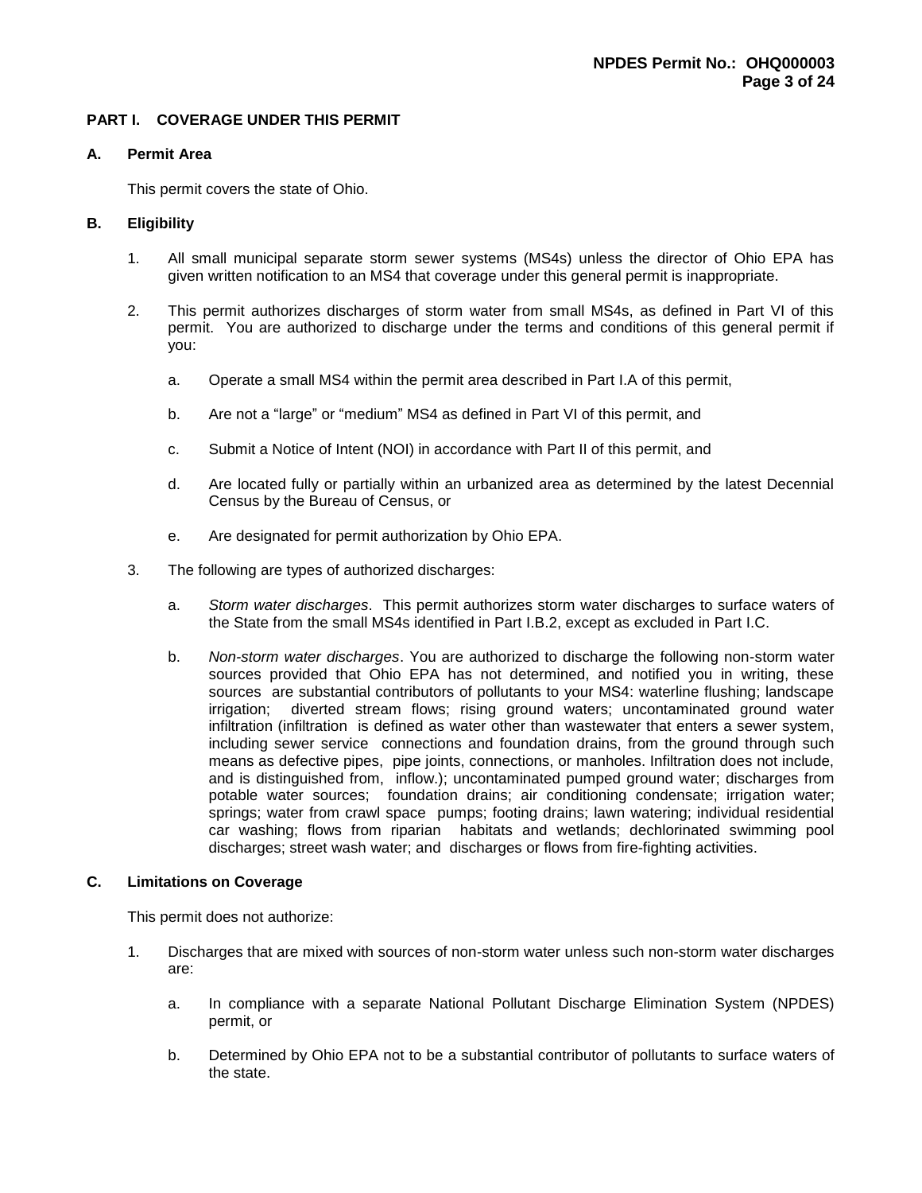## PART I. COVERAGE UNDER THIS PERMIT

### A. Permit Area

This permit covers the state of Ohio.

### B. Eligibility

1. All small municipal separate storm sewer systems (MS4s) unless the director of Ohio EPA has given written notification to an MS4 that coverage under this general permit is inappropriate.

2. This permit authorizes discharges of storm water from small MS4s, as defined in Part VI of this permit. You are authorized to discharge under the terms and conditions of this general permit if you:

   a. Operate a small MS4 within the permit area described in Part I.A of this permit,

   b. Are not a "large" or "medium" MS4 as defined in Part VI of this permit, and

   c. Submit a Notice of Intent (NOI) in accordance with Part II of this permit, and

   d. Are located fully or partially within an urbanized area as determined by the latest Decennial Census by the Bureau of Census, or

   e. Are designated for permit authorization by Ohio EPA.

3. The following are types of authorized discharges:

   a. *Storm water discharges*. This permit authorizes storm water discharges to surface waters of the State from the small MS4s identified in Part I.B.2, except as excluded in Part I.C.

   b. *Non-storm water discharges*. You are authorized to discharge the following non-storm water sources provided that Ohio EPA has not determined, and notified you in writing, these sources are substantial contributors of pollutants to your MS4: waterline flushing; landscape irrigation; diverted stream flows; rising ground waters; uncontaminated ground water infiltration (infiltration is defined as water other than wastewater that enters a sewer system, including sewer service connections and foundation drains, from the ground through such means as defective pipes, pipe joints, connections, or manholes. Infiltration does not include, and is distinguished from, inflow.); uncontaminated pumped ground water; discharges from potable water sources; foundation drains; air conditioning condensate; irrigation water; springs; water from crawl space pumps; footing drains; lawn watering; individual residential car washing; flows from riparian habitats and wetlands; dechlorinated swimming pool discharges; street wash water; and discharges or flows from fire-fighting activities.

### C. Limitations on Coverage

This permit does not authorize:

1. Discharges that are mixed with sources of non-storm water unless such non-storm water discharges are:

   a. In compliance with a separate National Pollutant Discharge Elimination System (NPDES) permit, or

   b. Determined by Ohio EPA not to be a substantial contributor of pollutants to surface waters of the state.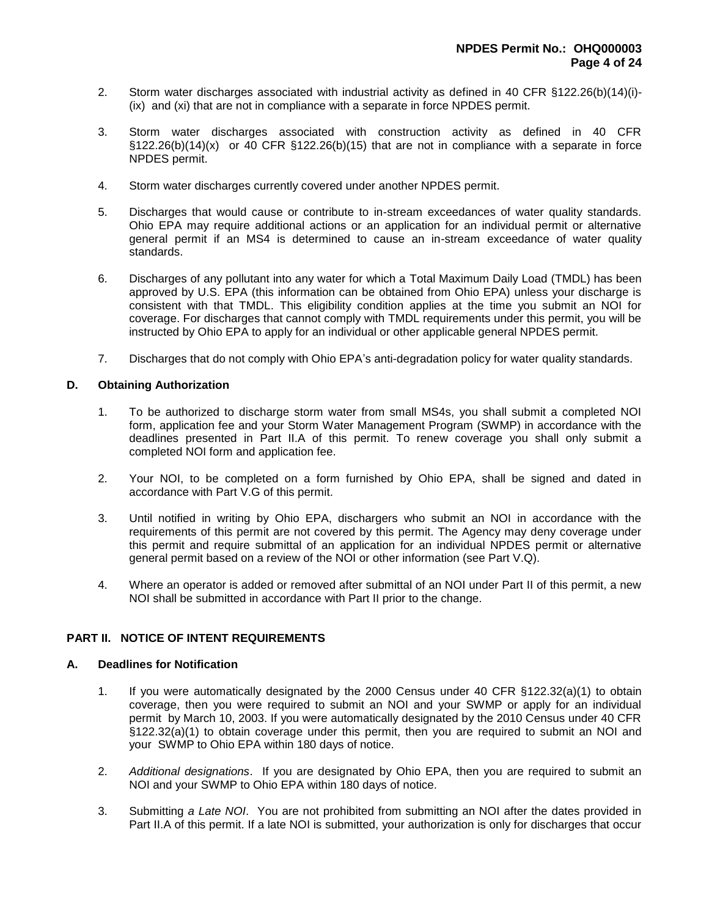2. Storm water discharges associated with industrial activity as defined in 40 CFR §122.26(b)(14)(i)-(ix) and (xi) that are not in compliance with a separate in force NPDES permit.

3. Storm water discharges associated with construction activity as defined in 40 CFR §122.26(b)(14)(x) or 40 CFR §122.26(b)(15) that are not in compliance with a separate in force NPDES permit.

4. Storm water discharges currently covered under another NPDES permit.

5. Discharges that would cause or contribute to in-stream exceedances of water quality standards. Ohio EPA may require additional actions or an application for an individual permit or alternative general permit if an MS4 is determined to cause an in-stream exceedance of water quality standards.

6. Discharges of any pollutant into any water for which a Total Maximum Daily Load (TMDL) has been approved by U.S. EPA (this information can be obtained from Ohio EPA) unless your discharge is consistent with that TMDL. This eligibility condition applies at the time you submit an NOI for coverage. For discharges that cannot comply with TMDL requirements under this permit, you will be instructed by Ohio EPA to apply for an individual or other applicable general NPDES permit.

7. Discharges that do not comply with Ohio EPA's anti-degradation policy for water quality standards.

### D. Obtaining Authorization

1. To be authorized to discharge storm water from small MS4s, you shall submit a completed NOI form, application fee and your Storm Water Management Program (SWMP) in accordance with the deadlines presented in Part II.A of this permit. To renew coverage you shall only submit a completed NOI form and application fee.

2. Your NOI, to be completed on a form furnished by Ohio EPA, shall be signed and dated in accordance with Part V.G of this permit.

3. Until notified in writing by Ohio EPA, dischargers who submit an NOI in accordance with the requirements of this permit are not covered by this permit. The Agency may deny coverage under this permit and require submittal of an application for an individual NPDES permit or alternative general permit based on a review of the NOI or other information (see Part V.Q).

4. Where an operator is added or removed after submittal of an NOI under Part II of this permit, a new NOI shall be submitted in accordance with Part II prior to the change.

## PART II. NOTICE OF INTENT REQUIREMENTS

### A. Deadlines for Notification

1. If you were automatically designated by the 2000 Census under 40 CFR §122.32(a)(1) to obtain coverage, then you were required to submit an NOI and your SWMP or apply for an individual permit by March 10, 2003. If you were automatically designated by the 2010 Census under 40 CFR §122.32(a)(1) to obtain coverage under this permit, then you are required to submit an NOI and your SWMP to Ohio EPA within 180 days of notice.

2. *Additional designations*. If you are designated by Ohio EPA, then you are required to submit an NOI and your SWMP to Ohio EPA within 180 days of notice.

3. Submitting *a Late NOI*. You are not prohibited from submitting an NOI after the dates provided in Part II.A of this permit. If a late NOI is submitted, your authorization is only for discharges that occur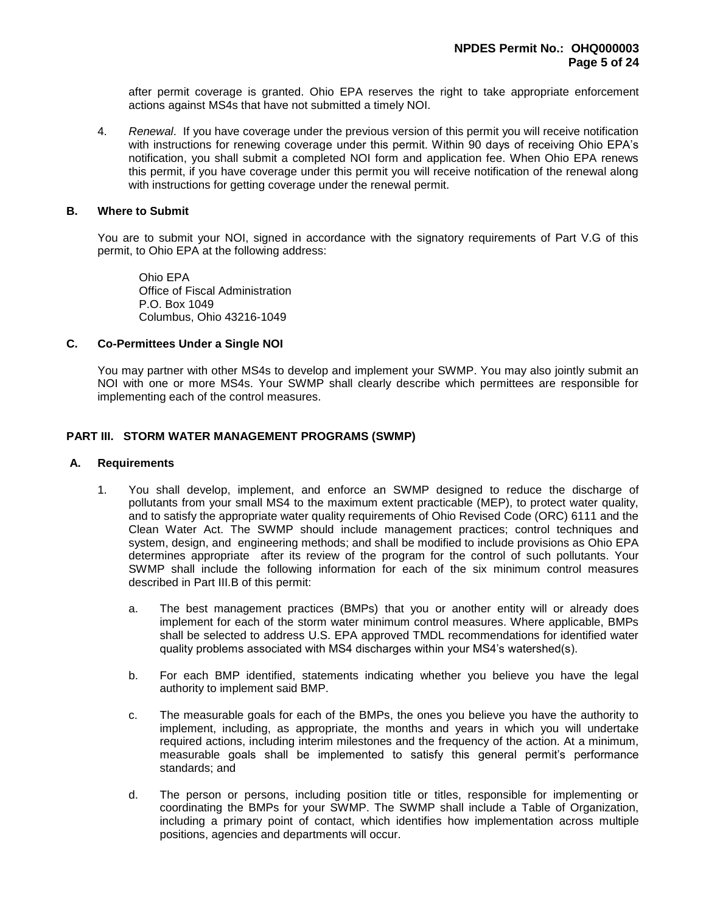after permit coverage is granted. Ohio EPA reserves the right to take appropriate enforcement actions against MS4s that have not submitted a timely NOI.

4. *Renewal*. If you have coverage under the previous version of this permit you will receive notification with instructions for renewing coverage under this permit. Within 90 days of receiving Ohio EPA's notification, you shall submit a completed NOI form and application fee. When Ohio EPA renews this permit, if you have coverage under this permit you will receive notification of the renewal along with instructions for getting coverage under the renewal permit.

### B. Where to Submit

You are to submit your NOI, signed in accordance with the signatory requirements of Part V.G of this permit, to Ohio EPA at the following address:

Ohio EPA
Office of Fiscal Administration
P.O. Box 1049
Columbus, Ohio 43216-1049

### C. Co-Permittees Under a Single NOI

You may partner with other MS4s to develop and implement your SWMP. You may also jointly submit an NOI with one or more MS4s. Your SWMP shall clearly describe which permittees are responsible for implementing each of the control measures.

## PART III. STORM WATER MANAGEMENT PROGRAMS (SWMP)

### A. Requirements

1. You shall develop, implement, and enforce an SWMP designed to reduce the discharge of pollutants from your small MS4 to the maximum extent practicable (MEP), to protect water quality, and to satisfy the appropriate water quality requirements of Ohio Revised Code (ORC) 6111 and the Clean Water Act. The SWMP should include management practices; control techniques and system, design, and engineering methods; and shall be modified to include provisions as Ohio EPA determines appropriate after its review of the program for the control of such pollutants. Your SWMP shall include the following information for each of the six minimum control measures described in Part III.B of this permit:

   a. The best management practices (BMPs) that you or another entity will or already does implement for each of the storm water minimum control measures. Where applicable, BMPs shall be selected to address U.S. EPA approved TMDL recommendations for identified water quality problems associated with MS4 discharges within your MS4's watershed(s).

   b. For each BMP identified, statements indicating whether you believe you have the legal authority to implement said BMP.

   c. The measurable goals for each of the BMPs, the ones you believe you have the authority to implement, including, as appropriate, the months and years in which you will undertake required actions, including interim milestones and the frequency of the action. At a minimum, measurable goals shall be implemented to satisfy this general permit's performance standards; and

   d. The person or persons, including position title or titles, responsible for implementing or coordinating the BMPs for your SWMP. The SWMP shall include a Table of Organization, including a primary point of contact, which identifies how implementation across multiple positions, agencies and departments will occur.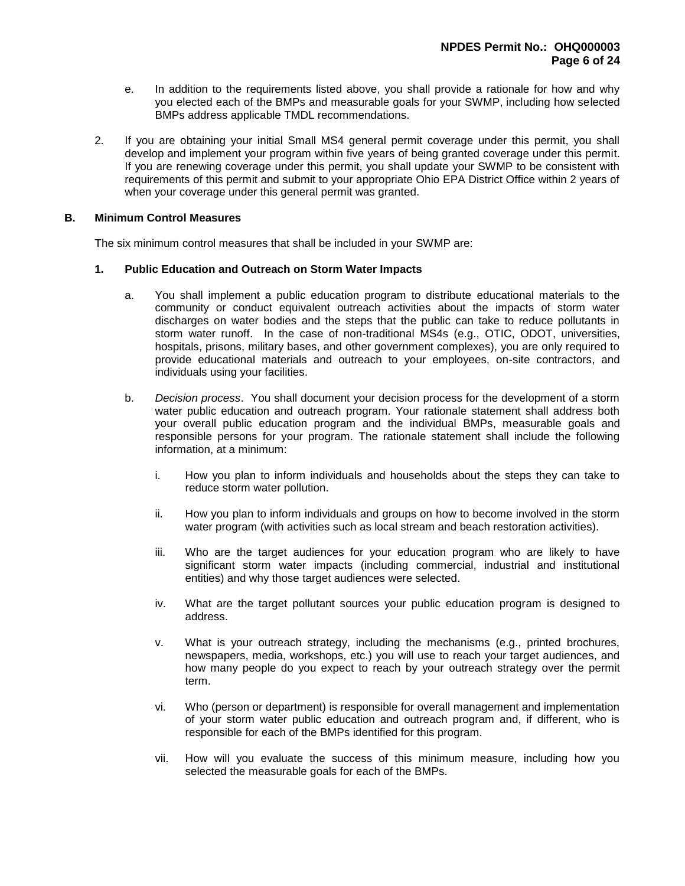e. In addition to the requirements listed above, you shall provide a rationale for how and why you elected each of the BMPs and measurable goals for your SWMP, including how selected BMPs address applicable TMDL recommendations.

2. If you are obtaining your initial Small MS4 general permit coverage under this permit, you shall develop and implement your program within five years of being granted coverage under this permit. If you are renewing coverage under this permit, you shall update your SWMP to be consistent with requirements of this permit and submit to your appropriate Ohio EPA District Office within 2 years of when your coverage under this general permit was granted.

## B. Minimum Control Measures

The six minimum control measures that shall be included in your SWMP are:

### 1. Public Education and Outreach on Storm Water Impacts

a. You shall implement a public education program to distribute educational materials to the community or conduct equivalent outreach activities about the impacts of storm water discharges on water bodies and the steps that the public can take to reduce pollutants in storm water runoff. In the case of non-traditional MS4s (e.g., OTIC, ODOT, universities, hospitals, prisons, military bases, and other government complexes), you are only required to provide educational materials and outreach to your employees, on-site contractors, and individuals using your facilities.

b. *Decision process*. You shall document your decision process for the development of a storm water public education and outreach program. Your rationale statement shall address both your overall public education program and the individual BMPs, measurable goals and responsible persons for your program. The rationale statement shall include the following information, at a minimum:

   i. How you plan to inform individuals and households about the steps they can take to reduce storm water pollution.

   ii. How you plan to inform individuals and groups on how to become involved in the storm water program (with activities such as local stream and beach restoration activities).

   iii. Who are the target audiences for your education program who are likely to have significant storm water impacts (including commercial, industrial and institutional entities) and why those target audiences were selected.

   iv. What are the target pollutant sources your public education program is designed to address.

   v. What is your outreach strategy, including the mechanisms (e.g., printed brochures, newspapers, media, workshops, etc.) you will use to reach your target audiences, and how many people do you expect to reach by your outreach strategy over the permit term.

   vi. Who (person or department) is responsible for overall management and implementation of your storm water public education and outreach program and, if different, who is responsible for each of the BMPs identified for this program.

   vii. How will you evaluate the success of this minimum measure, including how you selected the measurable goals for each of the BMPs.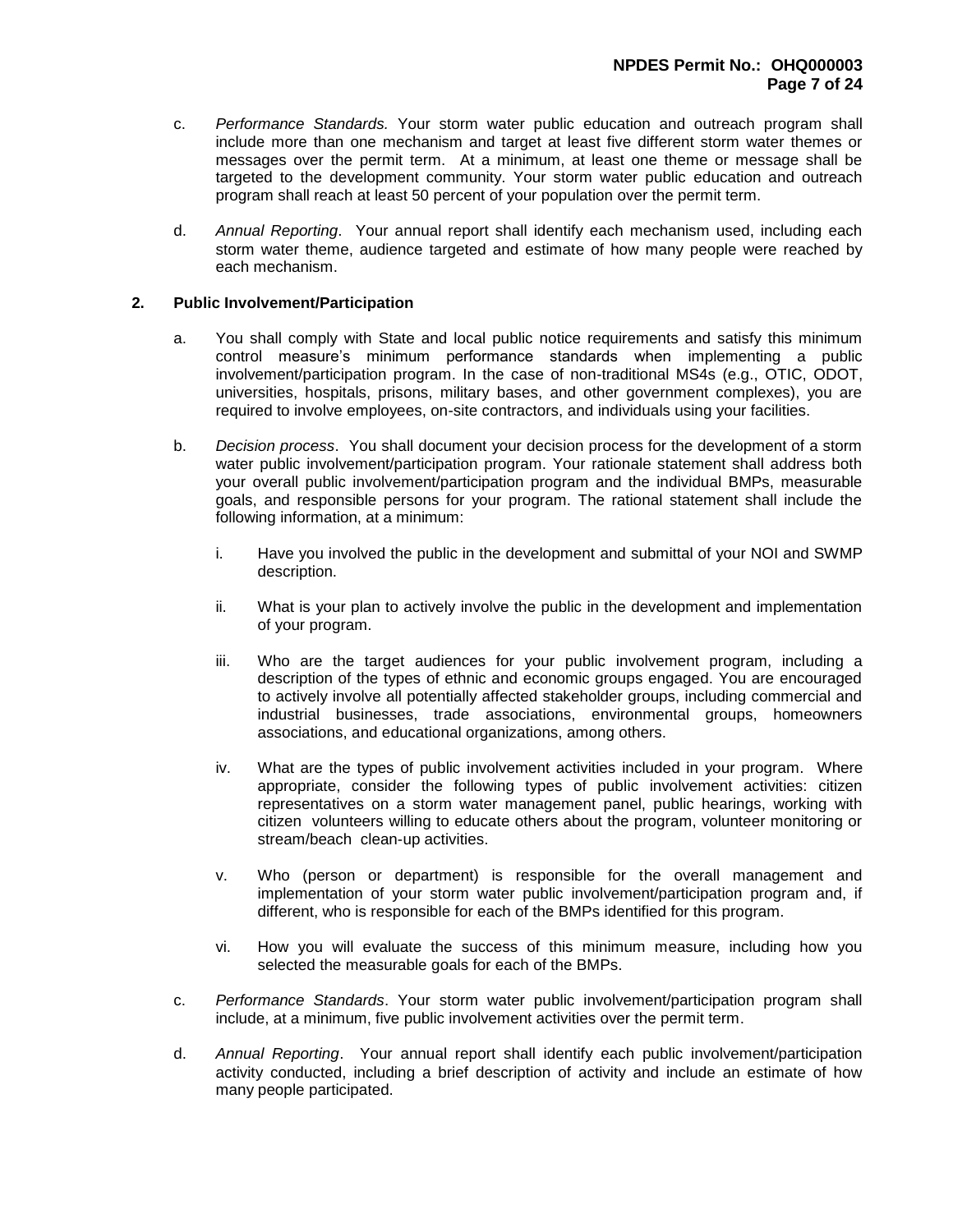c. *Performance Standards.* Your storm water public education and outreach program shall include more than one mechanism and target at least five different storm water themes or messages over the permit term. At a minimum, at least one theme or message shall be targeted to the development community. Your storm water public education and outreach program shall reach at least 50 percent of your population over the permit term.

d. *Annual Reporting*. Your annual report shall identify each mechanism used, including each storm water theme, audience targeted and estimate of how many people were reached by each mechanism.

**2. Public Involvement/Participation**

a. You shall comply with State and local public notice requirements and satisfy this minimum control measure's minimum performance standards when implementing a public involvement/participation program. In the case of non-traditional MS4s (e.g., OTIC, ODOT, universities, hospitals, prisons, military bases, and other government complexes), you are required to involve employees, on-site contractors, and individuals using your facilities.

b. *Decision process*. You shall document your decision process for the development of a storm water public involvement/participation program. Your rationale statement shall address both your overall public involvement/participation program and the individual BMPs, measurable goals, and responsible persons for your program. The rational statement shall include the following information, at a minimum:

   i. Have you involved the public in the development and submittal of your NOI and SWMP description.

   ii. What is your plan to actively involve the public in the development and implementation of your program.

   iii. Who are the target audiences for your public involvement program, including a description of the types of ethnic and economic groups engaged. You are encouraged to actively involve all potentially affected stakeholder groups, including commercial and industrial businesses, trade associations, environmental groups, homeowners associations, and educational organizations, among others.

   iv. What are the types of public involvement activities included in your program. Where appropriate, consider the following types of public involvement activities: citizen representatives on a storm water management panel, public hearings, working with citizen volunteers willing to educate others about the program, volunteer monitoring or stream/beach clean-up activities.

   v. Who (person or department) is responsible for the overall management and implementation of your storm water public involvement/participation program and, if different, who is responsible for each of the BMPs identified for this program.

   vi. How you will evaluate the success of this minimum measure, including how you selected the measurable goals for each of the BMPs.

c. *Performance Standards*. Your storm water public involvement/participation program shall include, at a minimum, five public involvement activities over the permit term.

d. *Annual Reporting*. Your annual report shall identify each public involvement/participation activity conducted, including a brief description of activity and include an estimate of how many people participated.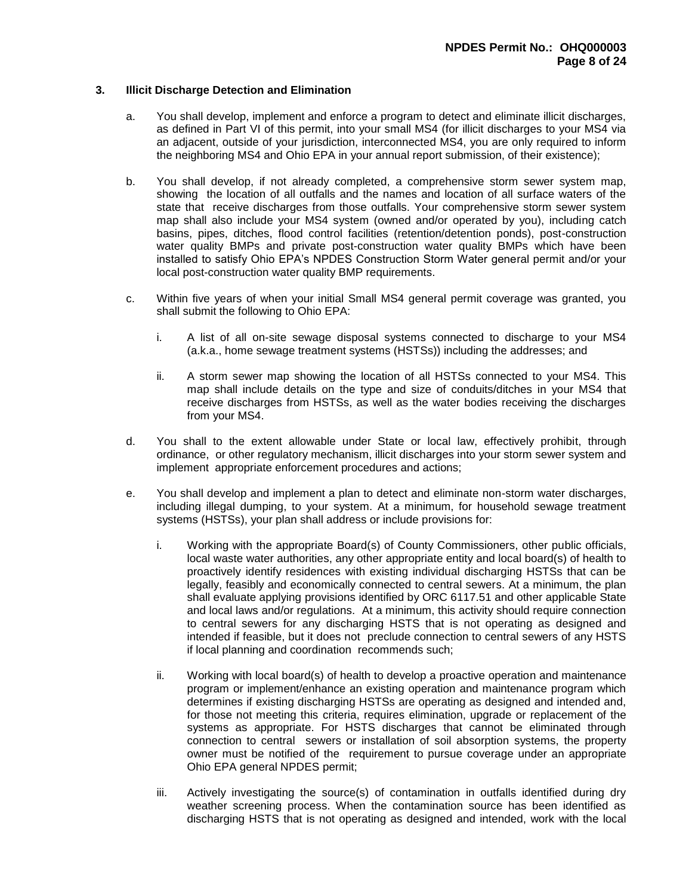### 3. Illicit Discharge Detection and Elimination

a. You shall develop, implement and enforce a program to detect and eliminate illicit discharges, as defined in Part VI of this permit, into your small MS4 (for illicit discharges to your MS4 via an adjacent, outside of your jurisdiction, interconnected MS4, you are only required to inform the neighboring MS4 and Ohio EPA in your annual report submission, of their existence);

b. You shall develop, if not already completed, a comprehensive storm sewer system map, showing the location of all outfalls and the names and location of all surface waters of the state that receive discharges from those outfalls. Your comprehensive storm sewer system map shall also include your MS4 system (owned and/or operated by you), including catch basins, pipes, ditches, flood control facilities (retention/detention ponds), post-construction water quality BMPs and private post-construction water quality BMPs which have been installed to satisfy Ohio EPA's NPDES Construction Storm Water general permit and/or your local post-construction water quality BMP requirements.

c. Within five years of when your initial Small MS4 general permit coverage was granted, you shall submit the following to Ohio EPA:

   i. A list of all on-site sewage disposal systems connected to discharge to your MS4 (a.k.a., home sewage treatment systems (HSTSs)) including the addresses; and

   ii. A storm sewer map showing the location of all HSTSs connected to your MS4. This map shall include details on the type and size of conduits/ditches in your MS4 that receive discharges from HSTSs, as well as the water bodies receiving the discharges from your MS4.

d. You shall to the extent allowable under State or local law, effectively prohibit, through ordinance, or other regulatory mechanism, illicit discharges into your storm sewer system and implement appropriate enforcement procedures and actions;

e. You shall develop and implement a plan to detect and eliminate non-storm water discharges, including illegal dumping, to your system. At a minimum, for household sewage treatment systems (HSTSs), your plan shall address or include provisions for:

   i. Working with the appropriate Board(s) of County Commissioners, other public officials, local waste water authorities, any other appropriate entity and local board(s) of health to proactively identify residences with existing individual discharging HSTSs that can be legally, feasibly and economically connected to central sewers. At a minimum, the plan shall evaluate applying provisions identified by ORC 6117.51 and other applicable State and local laws and/or regulations. At a minimum, this activity should require connection to central sewers for any discharging HSTS that is not operating as designed and intended if feasible, but it does not preclude connection to central sewers of any HSTS if local planning and coordination recommends such;

   ii. Working with local board(s) of health to develop a proactive operation and maintenance program or implement/enhance an existing operation and maintenance program which determines if existing discharging HSTSs are operating as designed and intended and, for those not meeting this criteria, requires elimination, upgrade or replacement of the systems as appropriate. For HSTS discharges that cannot be eliminated through connection to central sewers or installation of soil absorption systems, the property owner must be notified of the requirement to pursue coverage under an appropriate Ohio EPA general NPDES permit;

   iii. Actively investigating the source(s) of contamination in outfalls identified during dry weather screening process. When the contamination source has been identified as discharging HSTS that is not operating as designed and intended, work with the local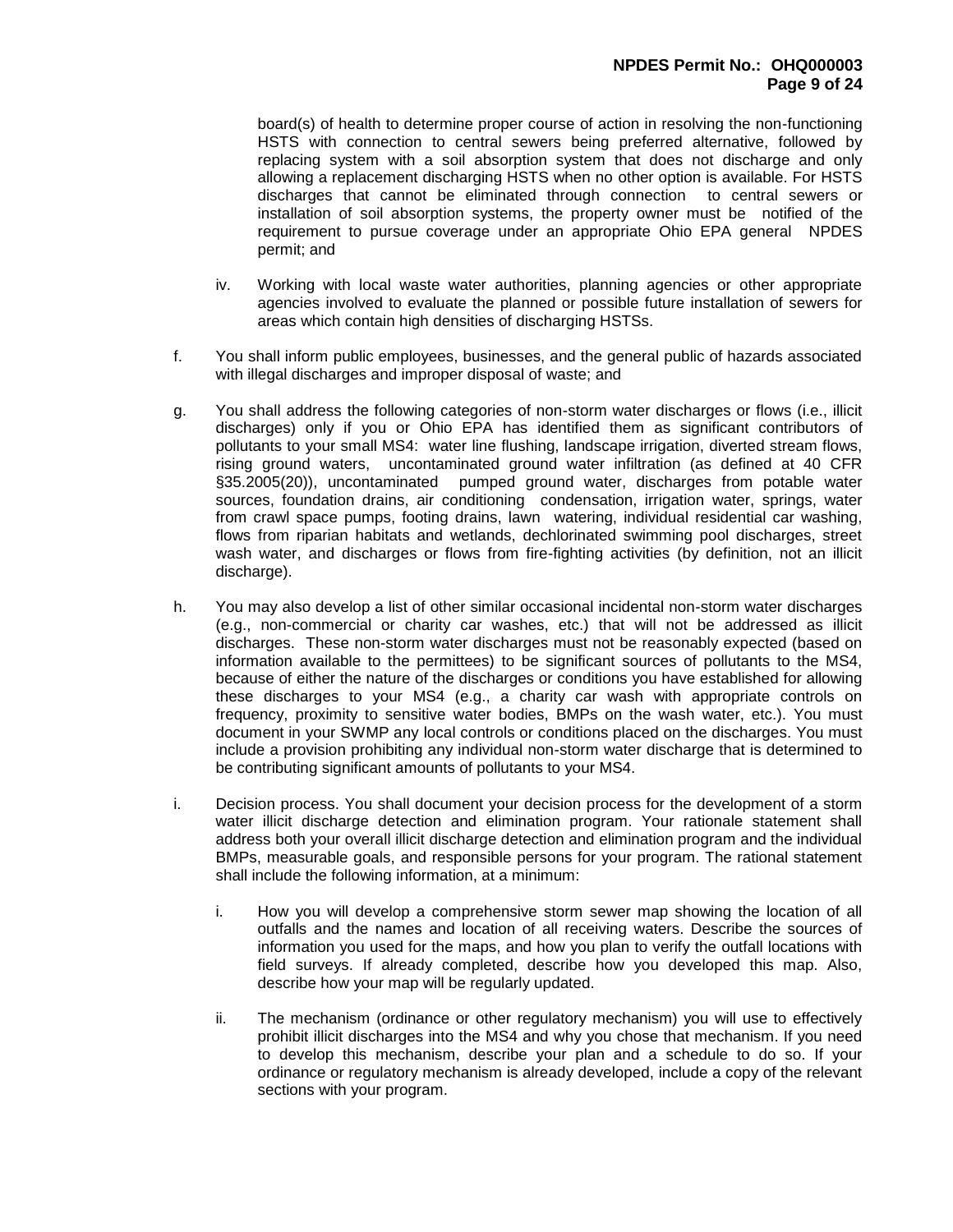board(s) of health to determine proper course of action in resolving the non-functioning HSTS with connection to central sewers being preferred alternative, followed by replacing system with a soil absorption system that does not discharge and only allowing a replacement discharging HSTS when no other option is available. For HSTS discharges that cannot be eliminated through connection to central sewers or installation of soil absorption systems, the property owner must be notified of the requirement to pursue coverage under an appropriate Ohio EPA general NPDES permit; and

iv. Working with local waste water authorities, planning agencies or other appropriate agencies involved to evaluate the planned or possible future installation of sewers for areas which contain high densities of discharging HSTSs.

f. You shall inform public employees, businesses, and the general public of hazards associated with illegal discharges and improper disposal of waste; and

g. You shall address the following categories of non-storm water discharges or flows (i.e., illicit discharges) only if you or Ohio EPA has identified them as significant contributors of pollutants to your small MS4: water line flushing, landscape irrigation, diverted stream flows, rising ground waters, uncontaminated ground water infiltration (as defined at 40 CFR §35.2005(20)), uncontaminated pumped ground water, discharges from potable water sources, foundation drains, air conditioning condensation, irrigation water, springs, water from crawl space pumps, footing drains, lawn watering, individual residential car washing, flows from riparian habitats and wetlands, dechlorinated swimming pool discharges, street wash water, and discharges or flows from fire-fighting activities (by definition, not an illicit discharge).

h. You may also develop a list of other similar occasional incidental non-storm water discharges (e.g., non-commercial or charity car washes, etc.) that will not be addressed as illicit discharges. These non-storm water discharges must not be reasonably expected (based on information available to the permittees) to be significant sources of pollutants to the MS4, because of either the nature of the discharges or conditions you have established for allowing these discharges to your MS4 (e.g., a charity car wash with appropriate controls on frequency, proximity to sensitive water bodies, BMPs on the wash water, etc.). You must document in your SWMP any local controls or conditions placed on the discharges. You must include a provision prohibiting any individual non-storm water discharge that is determined to be contributing significant amounts of pollutants to your MS4.

i. Decision process. You shall document your decision process for the development of a storm water illicit discharge detection and elimination program. Your rationale statement shall address both your overall illicit discharge detection and elimination program and the individual BMPs, measurable goals, and responsible persons for your program. The rational statement shall include the following information, at a minimum:

   i. How you will develop a comprehensive storm sewer map showing the location of all outfalls and the names and location of all receiving waters. Describe the sources of information you used for the maps, and how you plan to verify the outfall locations with field surveys. If already completed, describe how you developed this map. Also, describe how your map will be regularly updated.

   ii. The mechanism (ordinance or other regulatory mechanism) you will use to effectively prohibit illicit discharges into the MS4 and why you chose that mechanism. If you need to develop this mechanism, describe your plan and a schedule to do so. If your ordinance or regulatory mechanism is already developed, include a copy of the relevant sections with your program.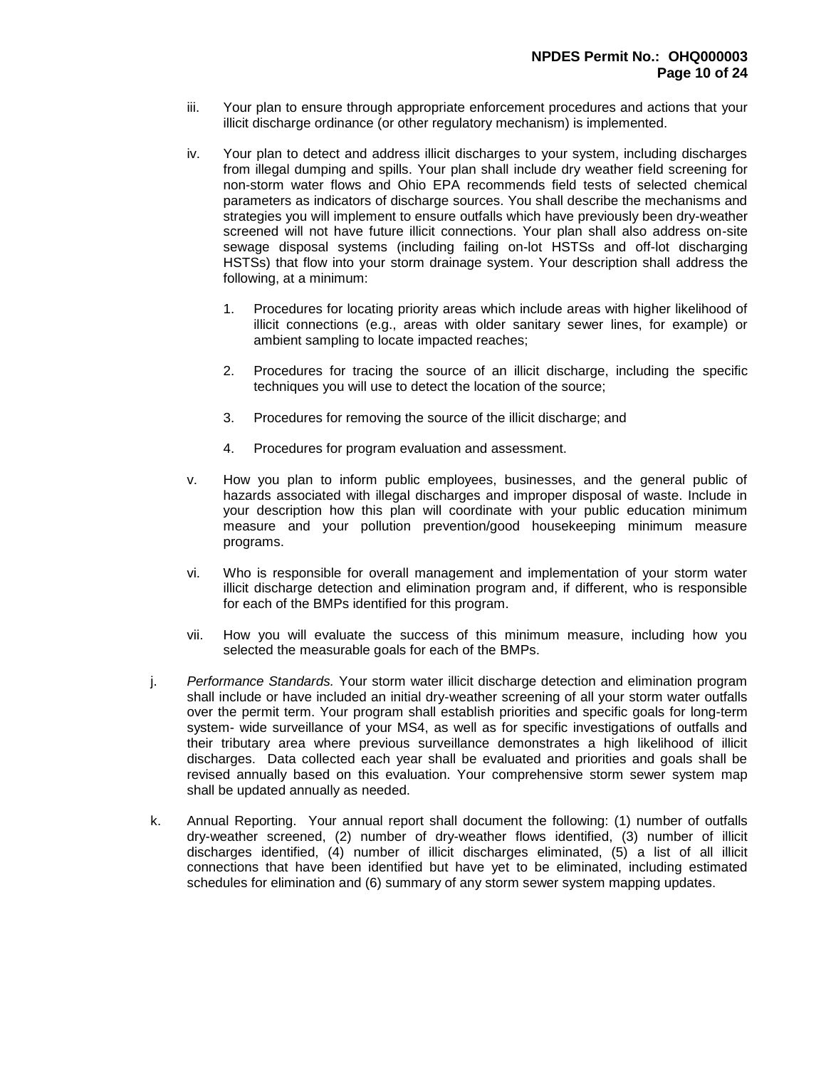iii. Your plan to ensure through appropriate enforcement procedures and actions that your illicit discharge ordinance (or other regulatory mechanism) is implemented.

iv. Your plan to detect and address illicit discharges to your system, including discharges from illegal dumping and spills. Your plan shall include dry weather field screening for non-storm water flows and Ohio EPA recommends field tests of selected chemical parameters as indicators of discharge sources. You shall describe the mechanisms and strategies you will implement to ensure outfalls which have previously been dry-weather screened will not have future illicit connections. Your plan shall also address on-site sewage disposal systems (including failing on-lot HSTSs and off-lot discharging HSTSs) that flow into your storm drainage system. Your description shall address the following, at a minimum:

   1. Procedures for locating priority areas which include areas with higher likelihood of illicit connections (e.g., areas with older sanitary sewer lines, for example) or ambient sampling to locate impacted reaches;

   2. Procedures for tracing the source of an illicit discharge, including the specific techniques you will use to detect the location of the source;

   3. Procedures for removing the source of the illicit discharge; and

   4. Procedures for program evaluation and assessment.

v. How you plan to inform public employees, businesses, and the general public of hazards associated with illegal discharges and improper disposal of waste. Include in your description how this plan will coordinate with your public education minimum measure and your pollution prevention/good housekeeping minimum measure programs.

vi. Who is responsible for overall management and implementation of your storm water illicit discharge detection and elimination program and, if different, who is responsible for each of the BMPs identified for this program.

vii. How you will evaluate the success of this minimum measure, including how you selected the measurable goals for each of the BMPs.

j. *Performance Standards.* Your storm water illicit discharge detection and elimination program shall include or have included an initial dry-weather screening of all your storm water outfalls over the permit term. Your program shall establish priorities and specific goals for long-term system- wide surveillance of your MS4, as well as for specific investigations of outfalls and their tributary area where previous surveillance demonstrates a high likelihood of illicit discharges. Data collected each year shall be evaluated and priorities and goals shall be revised annually based on this evaluation. Your comprehensive storm sewer system map shall be updated annually as needed.

k. Annual Reporting. Your annual report shall document the following: (1) number of outfalls dry-weather screened, (2) number of dry-weather flows identified, (3) number of illicit discharges identified, (4) number of illicit discharges eliminated, (5) a list of all illicit connections that have been identified but have yet to be eliminated, including estimated schedules for elimination and (6) summary of any storm sewer system mapping updates.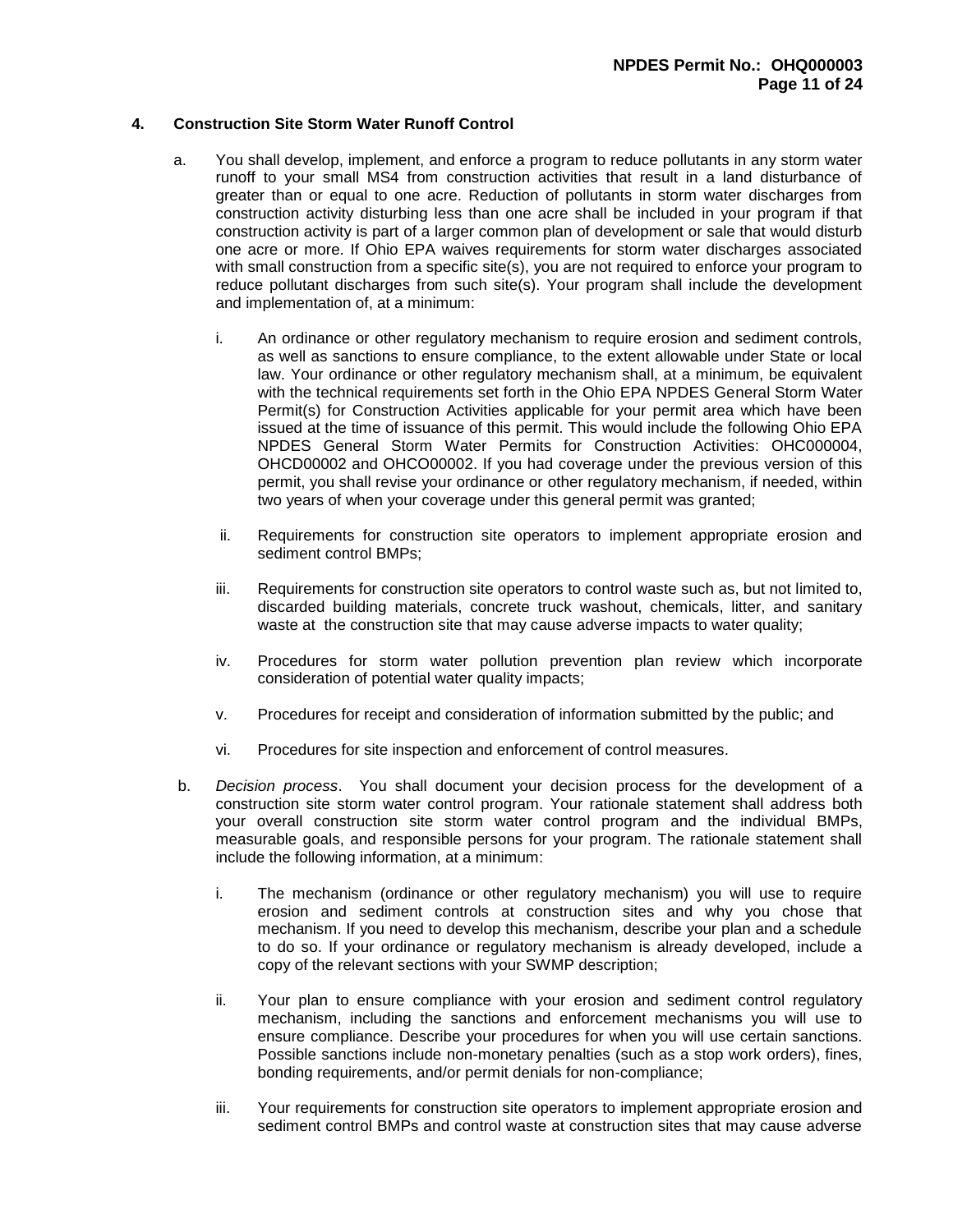**4. Construction Site Storm Water Runoff Control**

a. You shall develop, implement, and enforce a program to reduce pollutants in any storm water runoff to your small MS4 from construction activities that result in a land disturbance of greater than or equal to one acre. Reduction of pollutants in storm water discharges from construction activity disturbing less than one acre shall be included in your program if that construction activity is part of a larger common plan of development or sale that would disturb one acre or more. If Ohio EPA waives requirements for storm water discharges associated with small construction from a specific site(s), you are not required to enforce your program to reduce pollutant discharges from such site(s). Your program shall include the development and implementation of, at a minimum:

   i. An ordinance or other regulatory mechanism to require erosion and sediment controls, as well as sanctions to ensure compliance, to the extent allowable under State or local law. Your ordinance or other regulatory mechanism shall, at a minimum, be equivalent with the technical requirements set forth in the Ohio EPA NPDES General Storm Water Permit(s) for Construction Activities applicable for your permit area which have been issued at the time of issuance of this permit. This would include the following Ohio EPA NPDES General Storm Water Permits for Construction Activities: OHC000004, OHCD00002 and OHCO00002. If you had coverage under the previous version of this permit, you shall revise your ordinance or other regulatory mechanism, if needed, within two years of when your coverage under this general permit was granted;

   ii. Requirements for construction site operators to implement appropriate erosion and sediment control BMPs;

   iii. Requirements for construction site operators to control waste such as, but not limited to, discarded building materials, concrete truck washout, chemicals, litter, and sanitary waste at the construction site that may cause adverse impacts to water quality;

   iv. Procedures for storm water pollution prevention plan review which incorporate consideration of potential water quality impacts;

   v. Procedures for receipt and consideration of information submitted by the public; and

   vi. Procedures for site inspection and enforcement of control measures.

b. *Decision process*. You shall document your decision process for the development of a construction site storm water control program. Your rationale statement shall address both your overall construction site storm water control program and the individual BMPs, measurable goals, and responsible persons for your program. The rationale statement shall include the following information, at a minimum:

   i. The mechanism (ordinance or other regulatory mechanism) you will use to require erosion and sediment controls at construction sites and why you chose that mechanism. If you need to develop this mechanism, describe your plan and a schedule to do so. If your ordinance or regulatory mechanism is already developed, include a copy of the relevant sections with your SWMP description;

   ii. Your plan to ensure compliance with your erosion and sediment control regulatory mechanism, including the sanctions and enforcement mechanisms you will use to ensure compliance. Describe your procedures for when you will use certain sanctions. Possible sanctions include non-monetary penalties (such as a stop work orders), fines, bonding requirements, and/or permit denials for non-compliance;

   iii. Your requirements for construction site operators to implement appropriate erosion and sediment control BMPs and control waste at construction sites that may cause adverse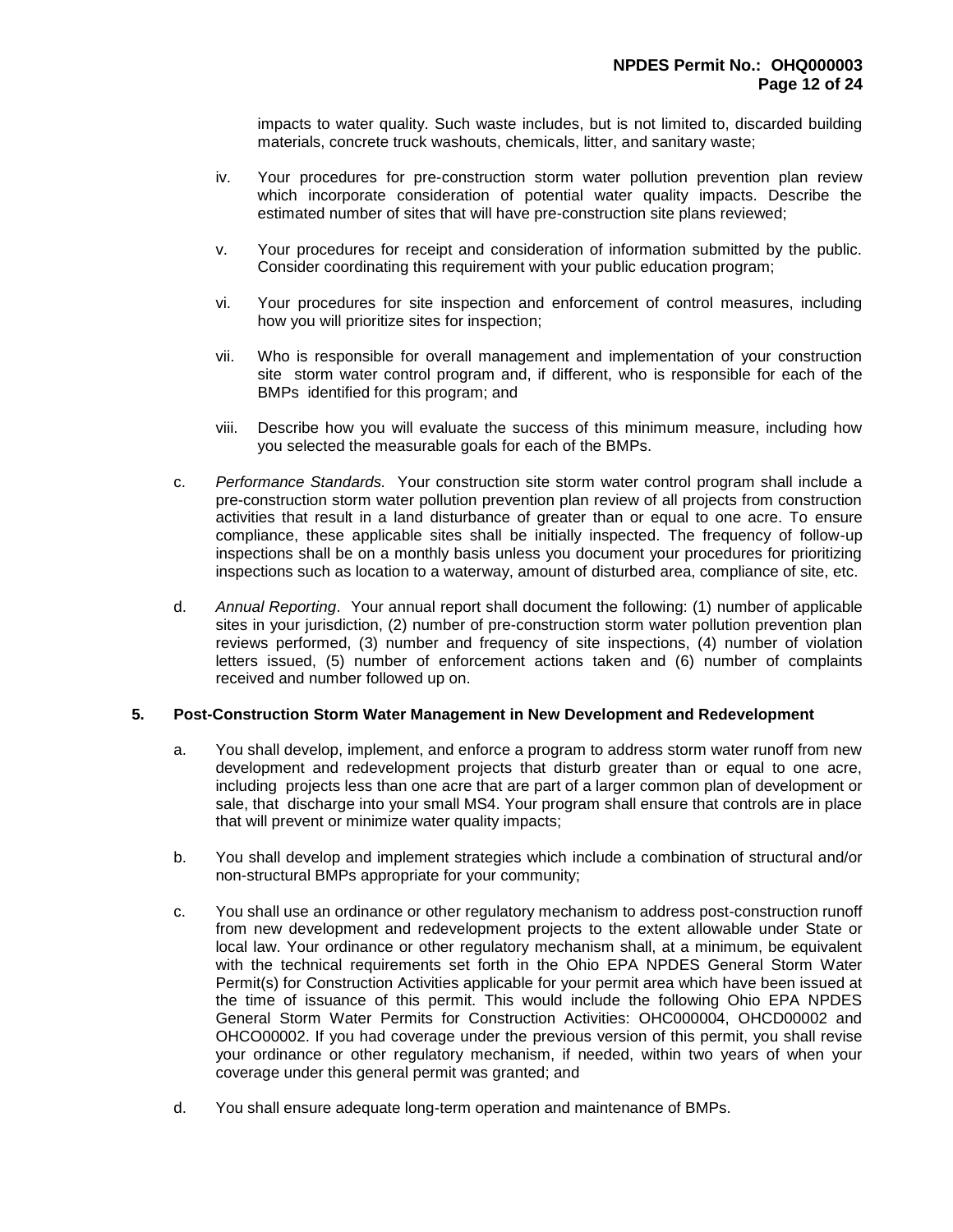impacts to water quality. Such waste includes, but is not limited to, discarded building materials, concrete truck washouts, chemicals, litter, and sanitary waste;

iv. Your procedures for pre-construction storm water pollution prevention plan review which incorporate consideration of potential water quality impacts. Describe the estimated number of sites that will have pre-construction site plans reviewed;

v. Your procedures for receipt and consideration of information submitted by the public. Consider coordinating this requirement with your public education program;

vi. Your procedures for site inspection and enforcement of control measures, including how you will prioritize sites for inspection;

vii. Who is responsible for overall management and implementation of your construction site storm water control program and, if different, who is responsible for each of the BMPs identified for this program; and

viii. Describe how you will evaluate the success of this minimum measure, including how you selected the measurable goals for each of the BMPs.

c. *Performance Standards.* Your construction site storm water control program shall include a pre-construction storm water pollution prevention plan review of all projects from construction activities that result in a land disturbance of greater than or equal to one acre. To ensure compliance, these applicable sites shall be initially inspected. The frequency of follow-up inspections shall be on a monthly basis unless you document your procedures for prioritizing inspections such as location to a waterway, amount of disturbed area, compliance of site, etc.

d. *Annual Reporting*. Your annual report shall document the following: (1) number of applicable sites in your jurisdiction, (2) number of pre-construction storm water pollution prevention plan reviews performed, (3) number and frequency of site inspections, (4) number of violation letters issued, (5) number of enforcement actions taken and (6) number of complaints received and number followed up on.

**5. Post-Construction Storm Water Management in New Development and Redevelopment**

a. You shall develop, implement, and enforce a program to address storm water runoff from new development and redevelopment projects that disturb greater than or equal to one acre, including projects less than one acre that are part of a larger common plan of development or sale, that discharge into your small MS4. Your program shall ensure that controls are in place that will prevent or minimize water quality impacts;

b. You shall develop and implement strategies which include a combination of structural and/or non-structural BMPs appropriate for your community;

c. You shall use an ordinance or other regulatory mechanism to address post-construction runoff from new development and redevelopment projects to the extent allowable under State or local law. Your ordinance or other regulatory mechanism shall, at a minimum, be equivalent with the technical requirements set forth in the Ohio EPA NPDES General Storm Water Permit(s) for Construction Activities applicable for your permit area which have been issued at the time of issuance of this permit. This would include the following Ohio EPA NPDES General Storm Water Permits for Construction Activities: OHC000004, OHCD00002 and OHCO00002. If you had coverage under the previous version of this permit, you shall revise your ordinance or other regulatory mechanism, if needed, within two years of when your coverage under this general permit was granted; and

d. You shall ensure adequate long-term operation and maintenance of BMPs.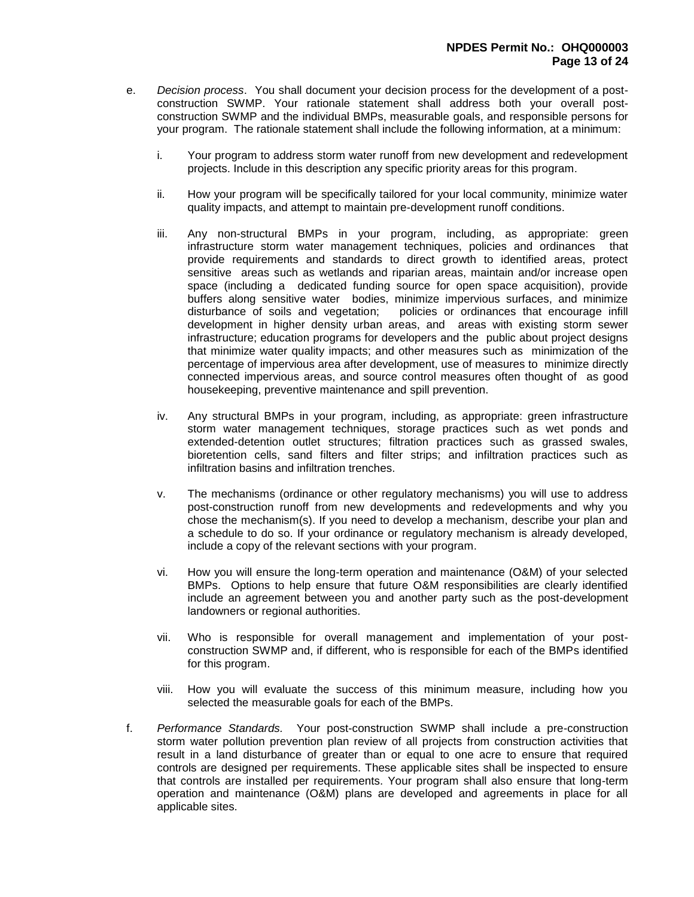e. *Decision process*. You shall document your decision process for the development of a post-construction SWMP. Your rationale statement shall address both your overall post-construction SWMP and the individual BMPs, measurable goals, and responsible persons for your program. The rationale statement shall include the following information, at a minimum:

   i. Your program to address storm water runoff from new development and redevelopment projects. Include in this description any specific priority areas for this program.

   ii. How your program will be specifically tailored for your local community, minimize water quality impacts, and attempt to maintain pre-development runoff conditions.

   iii. Any non-structural BMPs in your program, including, as appropriate: green infrastructure storm water management techniques, policies and ordinances that provide requirements and standards to direct growth to identified areas, protect sensitive areas such as wetlands and riparian areas, maintain and/or increase open space (including a dedicated funding source for open space acquisition), provide buffers along sensitive water bodies, minimize impervious surfaces, and minimize disturbance of soils and vegetation; policies or ordinances that encourage infill development in higher density urban areas, and areas with existing storm sewer infrastructure; education programs for developers and the public about project designs that minimize water quality impacts; and other measures such as minimization of the percentage of impervious area after development, use of measures to minimize directly connected impervious areas, and source control measures often thought of as good housekeeping, preventive maintenance and spill prevention.

   iv. Any structural BMPs in your program, including, as appropriate: green infrastructure storm water management techniques, storage practices such as wet ponds and extended-detention outlet structures; filtration practices such as grassed swales, bioretention cells, sand filters and filter strips; and infiltration practices such as infiltration basins and infiltration trenches.

   v. The mechanisms (ordinance or other regulatory mechanisms) you will use to address post-construction runoff from new developments and redevelopments and why you chose the mechanism(s). If you need to develop a mechanism, describe your plan and a schedule to do so. If your ordinance or regulatory mechanism is already developed, include a copy of the relevant sections with your program.

   vi. How you will ensure the long-term operation and maintenance (O&M) of your selected BMPs. Options to help ensure that future O&M responsibilities are clearly identified include an agreement between you and another party such as the post-development landowners or regional authorities.

   vii. Who is responsible for overall management and implementation of your post-construction SWMP and, if different, who is responsible for each of the BMPs identified for this program.

   viii. How you will evaluate the success of this minimum measure, including how you selected the measurable goals for each of the BMPs.

f. *Performance Standards.* Your post-construction SWMP shall include a pre-construction storm water pollution prevention plan review of all projects from construction activities that result in a land disturbance of greater than or equal to one acre to ensure that required controls are designed per requirements. These applicable sites shall be inspected to ensure that controls are installed per requirements. Your program shall also ensure that long-term operation and maintenance (O&M) plans are developed and agreements in place for all applicable sites.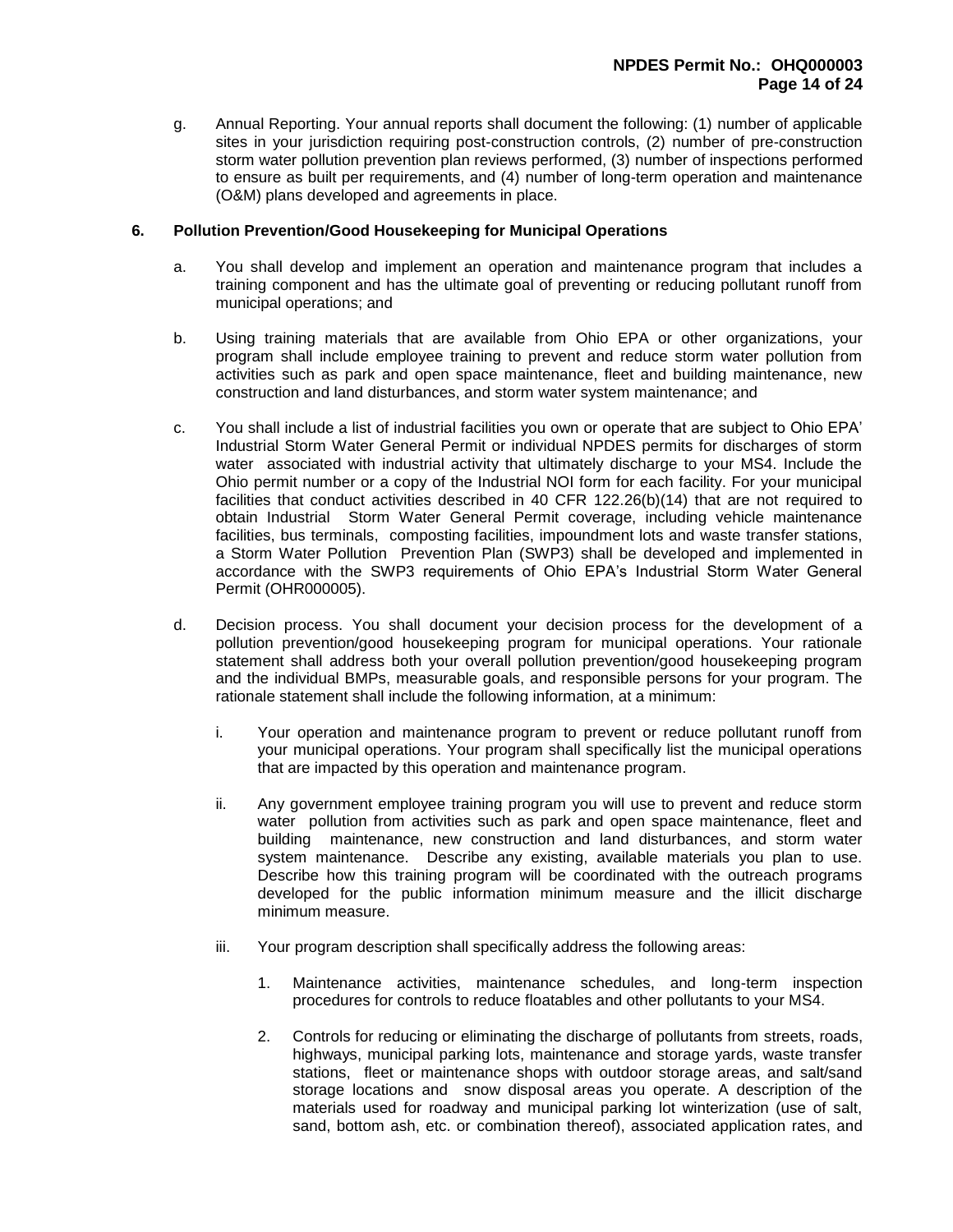g. Annual Reporting. Your annual reports shall document the following: (1) number of applicable sites in your jurisdiction requiring post-construction controls, (2) number of pre-construction storm water pollution prevention plan reviews performed, (3) number of inspections performed to ensure as built per requirements, and (4) number of long-term operation and maintenance (O&M) plans developed and agreements in place.

**6. Pollution Prevention/Good Housekeeping for Municipal Operations**

a. You shall develop and implement an operation and maintenance program that includes a training component and has the ultimate goal of preventing or reducing pollutant runoff from municipal operations; and

b. Using training materials that are available from Ohio EPA or other organizations, your program shall include employee training to prevent and reduce storm water pollution from activities such as park and open space maintenance, fleet and building maintenance, new construction and land disturbances, and storm water system maintenance; and

c. You shall include a list of industrial facilities you own or operate that are subject to Ohio EPA' Industrial Storm Water General Permit or individual NPDES permits for discharges of storm water associated with industrial activity that ultimately discharge to your MS4. Include the Ohio permit number or a copy of the Industrial NOI form for each facility. For your municipal facilities that conduct activities described in 40 CFR 122.26(b)(14) that are not required to obtain Industrial Storm Water General Permit coverage, including vehicle maintenance facilities, bus terminals, composting facilities, impoundment lots and waste transfer stations, a Storm Water Pollution Prevention Plan (SWP3) shall be developed and implemented in accordance with the SWP3 requirements of Ohio EPA's Industrial Storm Water General Permit (OHR000005).

d. Decision process. You shall document your decision process for the development of a pollution prevention/good housekeeping program for municipal operations. Your rationale statement shall address both your overall pollution prevention/good housekeeping program and the individual BMPs, measurable goals, and responsible persons for your program. The rationale statement shall include the following information, at a minimum:

   i. Your operation and maintenance program to prevent or reduce pollutant runoff from your municipal operations. Your program shall specifically list the municipal operations that are impacted by this operation and maintenance program.

   ii. Any government employee training program you will use to prevent and reduce storm water pollution from activities such as park and open space maintenance, fleet and building maintenance, new construction and land disturbances, and storm water system maintenance. Describe any existing, available materials you plan to use. Describe how this training program will be coordinated with the outreach programs developed for the public information minimum measure and the illicit discharge minimum measure.

   iii. Your program description shall specifically address the following areas:

      1. Maintenance activities, maintenance schedules, and long-term inspection procedures for controls to reduce floatables and other pollutants to your MS4.

      2. Controls for reducing or eliminating the discharge of pollutants from streets, roads, highways, municipal parking lots, maintenance and storage yards, waste transfer stations, fleet or maintenance shops with outdoor storage areas, and salt/sand storage locations and snow disposal areas you operate. A description of the materials used for roadway and municipal parking lot winterization (use of salt, sand, bottom ash, etc. or combination thereof), associated application rates, and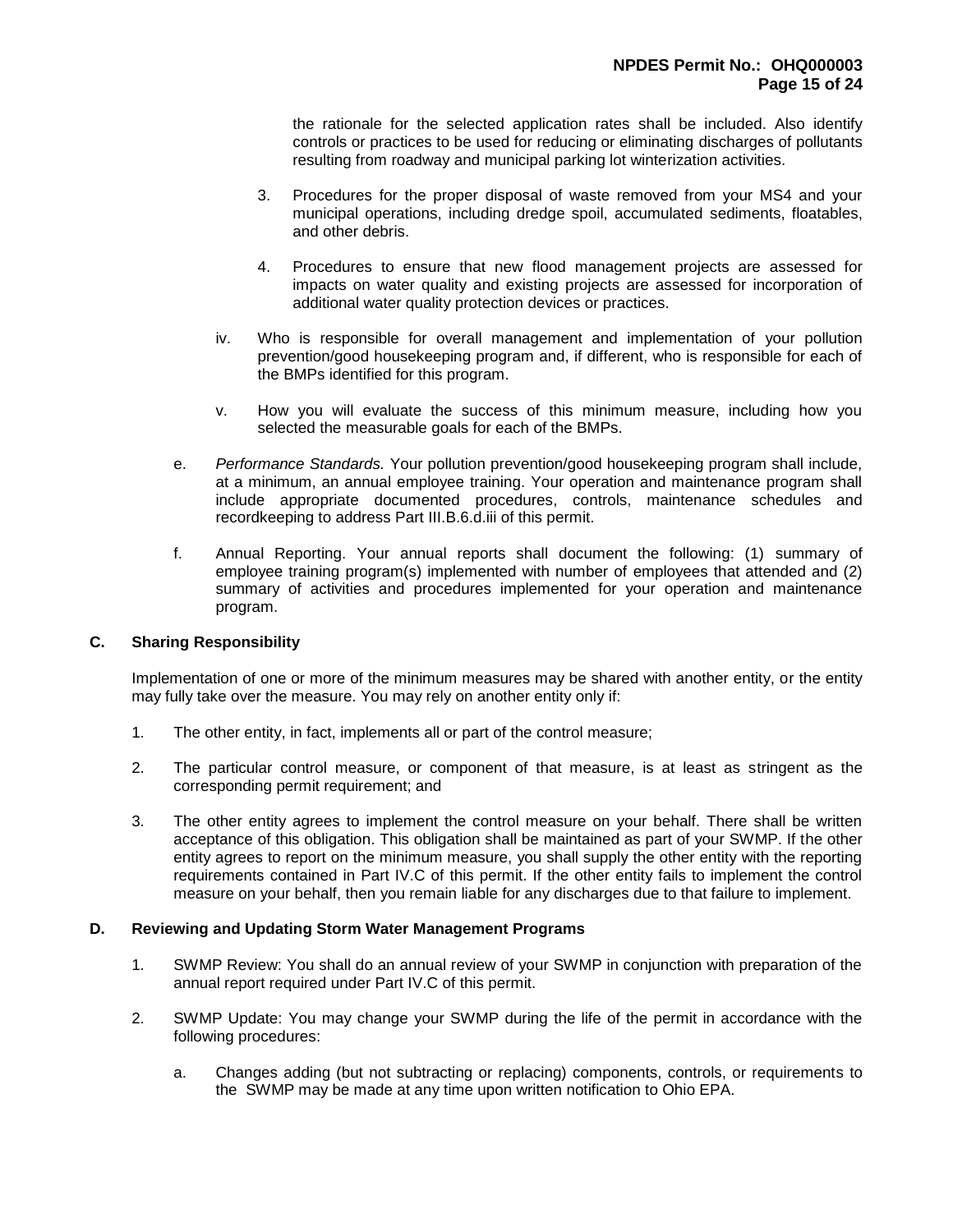the rationale for the selected application rates shall be included. Also identify controls or practices to be used for reducing or eliminating discharges of pollutants resulting from roadway and municipal parking lot winterization activities.

3. Procedures for the proper disposal of waste removed from your MS4 and your municipal operations, including dredge spoil, accumulated sediments, floatables, and other debris.

4. Procedures to ensure that new flood management projects are assessed for impacts on water quality and existing projects are assessed for incorporation of additional water quality protection devices or practices.

iv. Who is responsible for overall management and implementation of your pollution prevention/good housekeeping program and, if different, who is responsible for each of the BMPs identified for this program.

v. How you will evaluate the success of this minimum measure, including how you selected the measurable goals for each of the BMPs.

e. *Performance Standards.* Your pollution prevention/good housekeeping program shall include, at a minimum, an annual employee training. Your operation and maintenance program shall include appropriate documented procedures, controls, maintenance schedules and recordkeeping to address Part III.B.6.d.iii of this permit.

f. Annual Reporting. Your annual reports shall document the following: (1) summary of employee training program(s) implemented with number of employees that attended and (2) summary of activities and procedures implemented for your operation and maintenance program.

### C. Sharing Responsibility

Implementation of one or more of the minimum measures may be shared with another entity, or the entity may fully take over the measure. You may rely on another entity only if:

1. The other entity, in fact, implements all or part of the control measure;

2. The particular control measure, or component of that measure, is at least as stringent as the corresponding permit requirement; and

3. The other entity agrees to implement the control measure on your behalf. There shall be written acceptance of this obligation. This obligation shall be maintained as part of your SWMP. If the other entity agrees to report on the minimum measure, you shall supply the other entity with the reporting requirements contained in Part IV.C of this permit. If the other entity fails to implement the control measure on your behalf, then you remain liable for any discharges due to that failure to implement.

### D. Reviewing and Updating Storm Water Management Programs

1. SWMP Review: You shall do an annual review of your SWMP in conjunction with preparation of the annual report required under Part IV.C of this permit.

2. SWMP Update: You may change your SWMP during the life of the permit in accordance with the following procedures:

   a. Changes adding (but not subtracting or replacing) components, controls, or requirements to the SWMP may be made at any time upon written notification to Ohio EPA.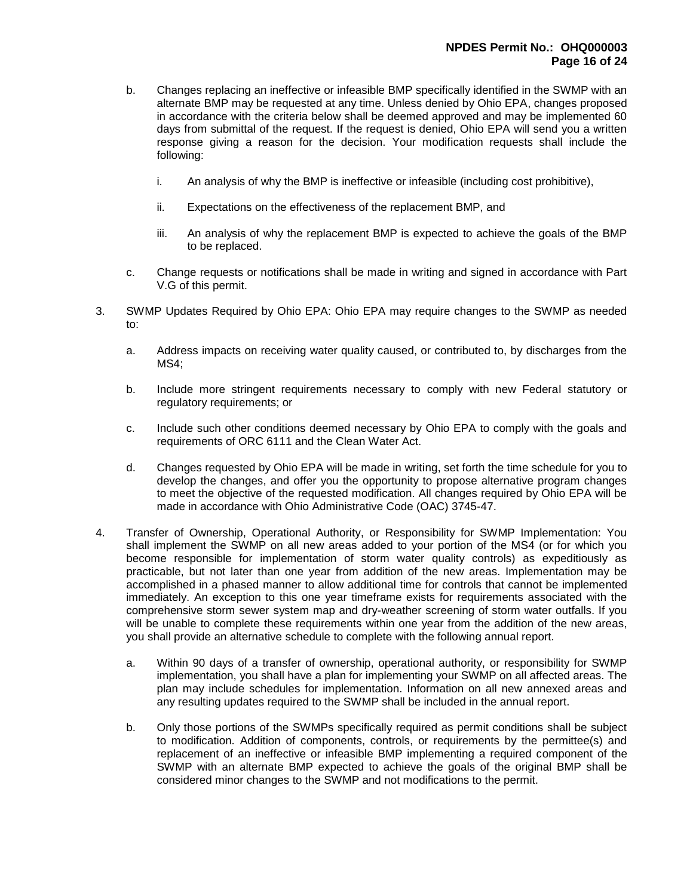b. Changes replacing an ineffective or infeasible BMP specifically identified in the SWMP with an alternate BMP may be requested at any time. Unless denied by Ohio EPA, changes proposed in accordance with the criteria below shall be deemed approved and may be implemented 60 days from submittal of the request. If the request is denied, Ohio EPA will send you a written response giving a reason for the decision. Your modification requests shall include the following:

   i. An analysis of why the BMP is ineffective or infeasible (including cost prohibitive),

   ii. Expectations on the effectiveness of the replacement BMP, and

   iii. An analysis of why the replacement BMP is expected to achieve the goals of the BMP to be replaced.

c. Change requests or notifications shall be made in writing and signed in accordance with Part V.G of this permit.

3. SWMP Updates Required by Ohio EPA: Ohio EPA may require changes to the SWMP as needed to:

   a. Address impacts on receiving water quality caused, or contributed to, by discharges from the MS4;

   b. Include more stringent requirements necessary to comply with new Federal statutory or regulatory requirements; or

   c. Include such other conditions deemed necessary by Ohio EPA to comply with the goals and requirements of ORC 6111 and the Clean Water Act.

   d. Changes requested by Ohio EPA will be made in writing, set forth the time schedule for you to develop the changes, and offer you the opportunity to propose alternative program changes to meet the objective of the requested modification. All changes required by Ohio EPA will be made in accordance with Ohio Administrative Code (OAC) 3745-47.

4. Transfer of Ownership, Operational Authority, or Responsibility for SWMP Implementation: You shall implement the SWMP on all new areas added to your portion of the MS4 (or for which you become responsible for implementation of storm water quality controls) as expeditiously as practicable, but not later than one year from addition of the new areas. Implementation may be accomplished in a phased manner to allow additional time for controls that cannot be implemented immediately. An exception to this one year timeframe exists for requirements associated with the comprehensive storm sewer system map and dry-weather screening of storm water outfalls. If you will be unable to complete these requirements within one year from the addition of the new areas, you shall provide an alternative schedule to complete with the following annual report.

   a. Within 90 days of a transfer of ownership, operational authority, or responsibility for SWMP implementation, you shall have a plan for implementing your SWMP on all affected areas. The plan may include schedules for implementation. Information on all new annexed areas and any resulting updates required to the SWMP shall be included in the annual report.

   b. Only those portions of the SWMPs specifically required as permit conditions shall be subject to modification. Addition of components, controls, or requirements by the permittee(s) and replacement of an ineffective or infeasible BMP implementing a required component of the SWMP with an alternate BMP expected to achieve the goals of the original BMP shall be considered minor changes to the SWMP and not modifications to the permit.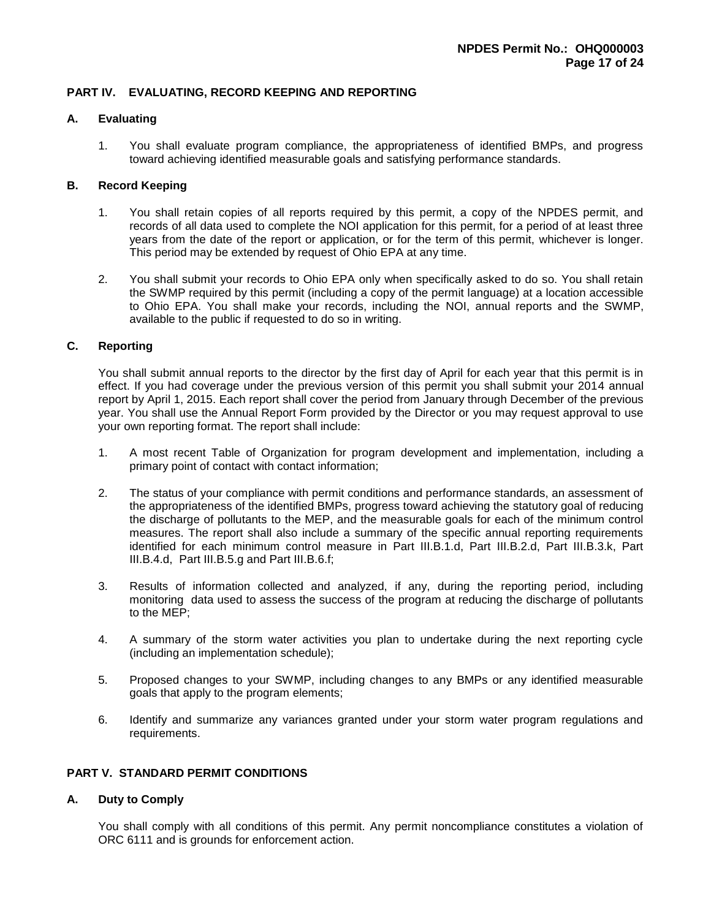## PART IV. EVALUATING, RECORD KEEPING AND REPORTING

### A. Evaluating

1. You shall evaluate program compliance, the appropriateness of identified BMPs, and progress toward achieving identified measurable goals and satisfying performance standards.

### B. Record Keeping

1. You shall retain copies of all reports required by this permit, a copy of the NPDES permit, and records of all data used to complete the NOI application for this permit, for a period of at least three years from the date of the report or application, or for the term of this permit, whichever is longer. This period may be extended by request of Ohio EPA at any time.

2. You shall submit your records to Ohio EPA only when specifically asked to do so. You shall retain the SWMP required by this permit (including a copy of the permit language) at a location accessible to Ohio EPA. You shall make your records, including the NOI, annual reports and the SWMP, available to the public if requested to do so in writing.

### C. Reporting

You shall submit annual reports to the director by the first day of April for each year that this permit is in effect. If you had coverage under the previous version of this permit you shall submit your 2014 annual report by April 1, 2015. Each report shall cover the period from January through December of the previous year. You shall use the Annual Report Form provided by the Director or you may request approval to use your own reporting format. The report shall include:

1. A most recent Table of Organization for program development and implementation, including a primary point of contact with contact information;

2. The status of your compliance with permit conditions and performance standards, an assessment of the appropriateness of the identified BMPs, progress toward achieving the statutory goal of reducing the discharge of pollutants to the MEP, and the measurable goals for each of the minimum control measures. The report shall also include a summary of the specific annual reporting requirements identified for each minimum control measure in Part III.B.1.d, Part III.B.2.d, Part III.B.3.k, Part III.B.4.d, Part III.B.5.g and Part III.B.6.f;

3. Results of information collected and analyzed, if any, during the reporting period, including monitoring data used to assess the success of the program at reducing the discharge of pollutants to the MEP;

4. A summary of the storm water activities you plan to undertake during the next reporting cycle (including an implementation schedule);

5. Proposed changes to your SWMP, including changes to any BMPs or any identified measurable goals that apply to the program elements;

6. Identify and summarize any variances granted under your storm water program regulations and requirements.

## PART V. STANDARD PERMIT CONDITIONS

### A. Duty to Comply

You shall comply with all conditions of this permit. Any permit noncompliance constitutes a violation of ORC 6111 and is grounds for enforcement action.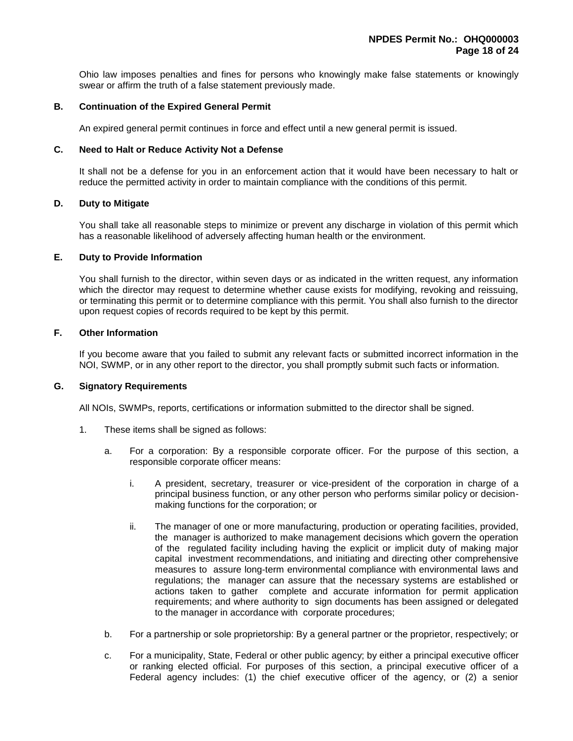Ohio law imposes penalties and fines for persons who knowingly make false statements or knowingly swear or affirm the truth of a false statement previously made.

### B. Continuation of the Expired General Permit

An expired general permit continues in force and effect until a new general permit is issued.

### C. Need to Halt or Reduce Activity Not a Defense

It shall not be a defense for you in an enforcement action that it would have been necessary to halt or reduce the permitted activity in order to maintain compliance with the conditions of this permit.

### D. Duty to Mitigate

You shall take all reasonable steps to minimize or prevent any discharge in violation of this permit which has a reasonable likelihood of adversely affecting human health or the environment.

### E. Duty to Provide Information

You shall furnish to the director, within seven days or as indicated in the written request, any information which the director may request to determine whether cause exists for modifying, revoking and reissuing, or terminating this permit or to determine compliance with this permit. You shall also furnish to the director upon request copies of records required to be kept by this permit.

### F. Other Information

If you become aware that you failed to submit any relevant facts or submitted incorrect information in the NOI, SWMP, or in any other report to the director, you shall promptly submit such facts or information.

### G. Signatory Requirements

All NOIs, SWMPs, reports, certifications or information submitted to the director shall be signed.

1. These items shall be signed as follows:

   a. For a corporation: By a responsible corporate officer. For the purpose of this section, a responsible corporate officer means:

      i. A president, secretary, treasurer or vice-president of the corporation in charge of a principal business function, or any other person who performs similar policy or decision-making functions for the corporation; or

      ii. The manager of one or more manufacturing, production or operating facilities, provided, the manager is authorized to make management decisions which govern the operation of the regulated facility including having the explicit or implicit duty of making major capital investment recommendations, and initiating and directing other comprehensive measures to assure long-term environmental compliance with environmental laws and regulations; the manager can assure that the necessary systems are established or actions taken to gather complete and accurate information for permit application requirements; and where authority to sign documents has been assigned or delegated to the manager in accordance with corporate procedures;

   b. For a partnership or sole proprietorship: By a general partner or the proprietor, respectively; or

   c. For a municipality, State, Federal or other public agency; by either a principal executive officer or ranking elected official. For purposes of this section, a principal executive officer of a Federal agency includes: (1) the chief executive officer of the agency, or (2) a senior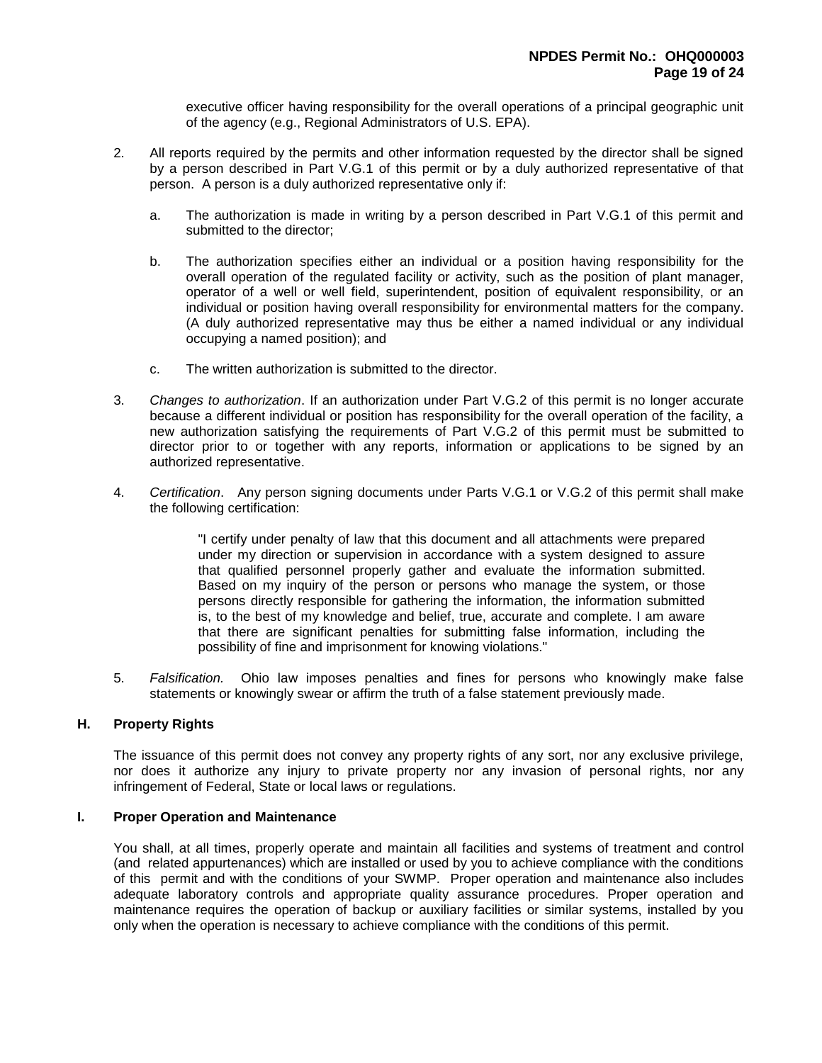executive officer having responsibility for the overall operations of a principal geographic unit of the agency (e.g., Regional Administrators of U.S. EPA).

2. All reports required by the permits and other information requested by the director shall be signed by a person described in Part V.G.1 of this permit or by a duly authorized representative of that person. A person is a duly authorized representative only if:

   a. The authorization is made in writing by a person described in Part V.G.1 of this permit and submitted to the director;

   b. The authorization specifies either an individual or a position having responsibility for the overall operation of the regulated facility or activity, such as the position of plant manager, operator of a well or well field, superintendent, position of equivalent responsibility, or an individual or position having overall responsibility for environmental matters for the company. (A duly authorized representative may thus be either a named individual or any individual occupying a named position); and

   c. The written authorization is submitted to the director.

3. *Changes to authorization*. If an authorization under Part V.G.2 of this permit is no longer accurate because a different individual or position has responsibility for the overall operation of the facility, a new authorization satisfying the requirements of Part V.G.2 of this permit must be submitted to director prior to or together with any reports, information or applications to be signed by an authorized representative.

4. *Certification*. Any person signing documents under Parts V.G.1 or V.G.2 of this permit shall make the following certification:

   > "I certify under penalty of law that this document and all attachments were prepared under my direction or supervision in accordance with a system designed to assure that qualified personnel properly gather and evaluate the information submitted. Based on my inquiry of the person or persons who manage the system, or those persons directly responsible for gathering the information, the information submitted is, to the best of my knowledge and belief, true, accurate and complete. I am aware that there are significant penalties for submitting false information, including the possibility of fine and imprisonment for knowing violations."

5. *Falsification.* Ohio law imposes penalties and fines for persons who knowingly make false statements or knowingly swear or affirm the truth of a false statement previously made.

### H. Property Rights

The issuance of this permit does not convey any property rights of any sort, nor any exclusive privilege, nor does it authorize any injury to private property nor any invasion of personal rights, nor any infringement of Federal, State or local laws or regulations.

### I. Proper Operation and Maintenance

You shall, at all times, properly operate and maintain all facilities and systems of treatment and control (and related appurtenances) which are installed or used by you to achieve compliance with the conditions of this permit and with the conditions of your SWMP. Proper operation and maintenance also includes adequate laboratory controls and appropriate quality assurance procedures. Proper operation and maintenance requires the operation of backup or auxiliary facilities or similar systems, installed by you only when the operation is necessary to achieve compliance with the conditions of this permit.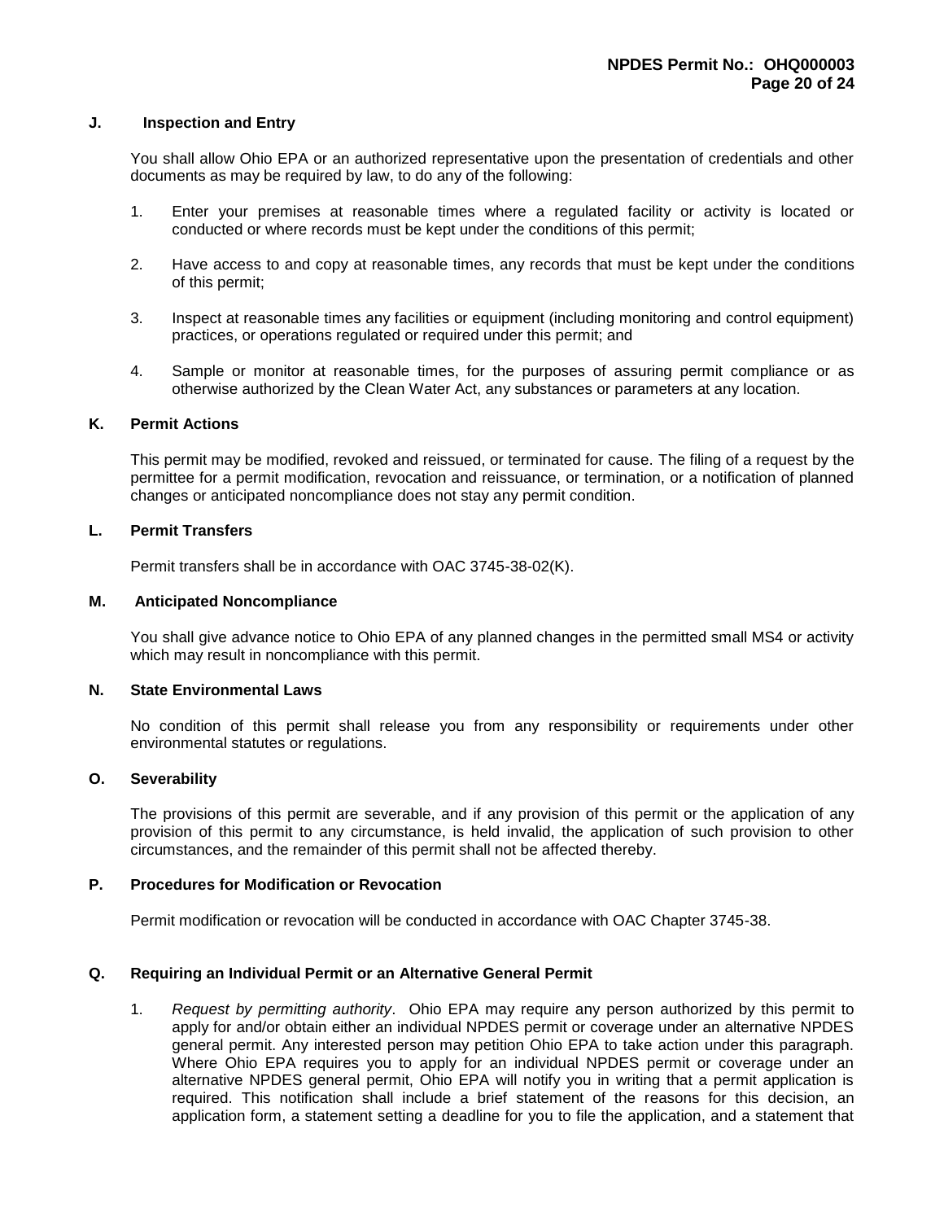### J. Inspection and Entry

You shall allow Ohio EPA or an authorized representative upon the presentation of credentials and other documents as may be required by law, to do any of the following:

1. Enter your premises at reasonable times where a regulated facility or activity is located or conducted or where records must be kept under the conditions of this permit;

2. Have access to and copy at reasonable times, any records that must be kept under the conditions of this permit;

3. Inspect at reasonable times any facilities or equipment (including monitoring and control equipment) practices, or operations regulated or required under this permit; and

4. Sample or monitor at reasonable times, for the purposes of assuring permit compliance or as otherwise authorized by the Clean Water Act, any substances or parameters at any location.

### K. Permit Actions

This permit may be modified, revoked and reissued, or terminated for cause. The filing of a request by the permittee for a permit modification, revocation and reissuance, or termination, or a notification of planned changes or anticipated noncompliance does not stay any permit condition.

### L. Permit Transfers

Permit transfers shall be in accordance with OAC 3745-38-02(K).

### M. Anticipated Noncompliance

You shall give advance notice to Ohio EPA of any planned changes in the permitted small MS4 or activity which may result in noncompliance with this permit.

### N. State Environmental Laws

No condition of this permit shall release you from any responsibility or requirements under other environmental statutes or regulations.

### O. Severability

The provisions of this permit are severable, and if any provision of this permit or the application of any provision of this permit to any circumstance, is held invalid, the application of such provision to other circumstances, and the remainder of this permit shall not be affected thereby.

### P. Procedures for Modification or Revocation

Permit modification or revocation will be conducted in accordance with OAC Chapter 3745-38.

### Q. Requiring an Individual Permit or an Alternative General Permit

1. *Request by permitting authority*. Ohio EPA may require any person authorized by this permit to apply for and/or obtain either an individual NPDES permit or coverage under an alternative NPDES general permit. Any interested person may petition Ohio EPA to take action under this paragraph. Where Ohio EPA requires you to apply for an individual NPDES permit or coverage under an alternative NPDES general permit, Ohio EPA will notify you in writing that a permit application is required. This notification shall include a brief statement of the reasons for this decision, an application form, a statement setting a deadline for you to file the application, and a statement that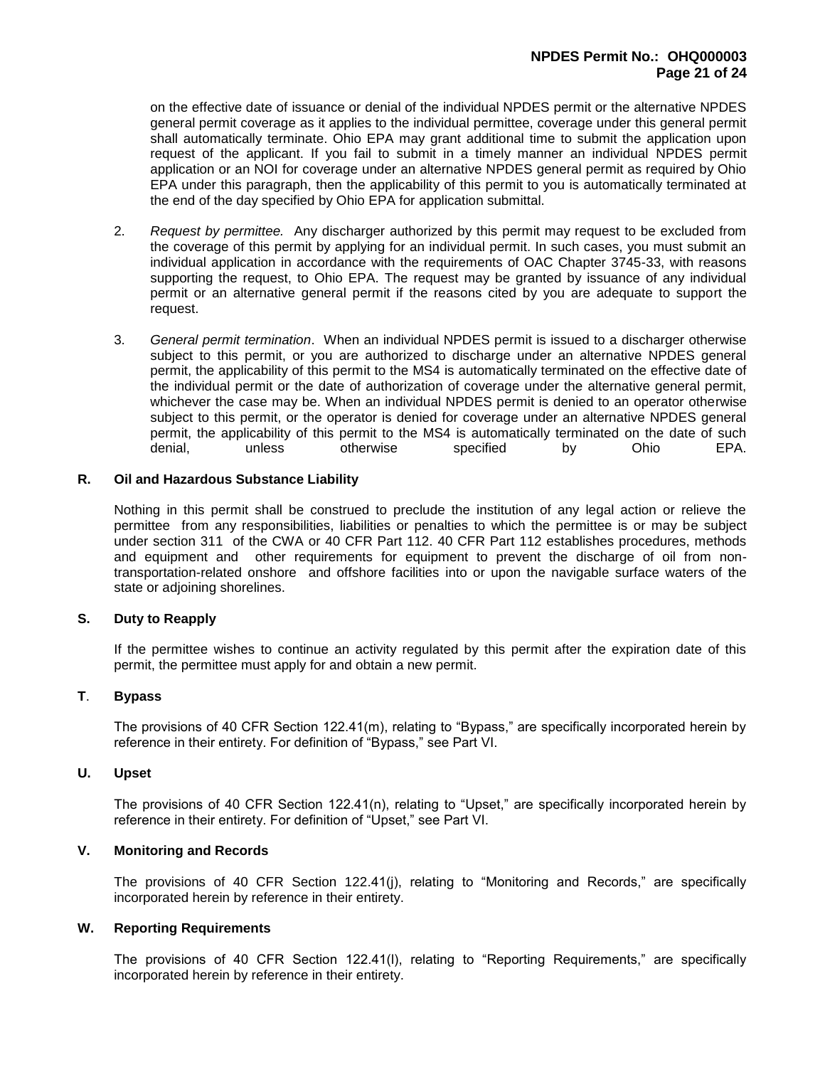on the effective date of issuance or denial of the individual NPDES permit or the alternative NPDES general permit coverage as it applies to the individual permittee, coverage under this general permit shall automatically terminate. Ohio EPA may grant additional time to submit the application upon request of the applicant. If you fail to submit in a timely manner an individual NPDES permit application or an NOI for coverage under an alternative NPDES general permit as required by Ohio EPA under this paragraph, then the applicability of this permit to you is automatically terminated at the end of the day specified by Ohio EPA for application submittal.

2. *Request by permittee.* Any discharger authorized by this permit may request to be excluded from the coverage of this permit by applying for an individual permit. In such cases, you must submit an individual application in accordance with the requirements of OAC Chapter 3745-33, with reasons supporting the request, to Ohio EPA. The request may be granted by issuance of any individual permit or an alternative general permit if the reasons cited by you are adequate to support the request.

3. *General permit termination*. When an individual NPDES permit is issued to a discharger otherwise subject to this permit, or you are authorized to discharge under an alternative NPDES general permit, the applicability of this permit to the MS4 is automatically terminated on the effective date of the individual permit or the date of authorization of coverage under the alternative general permit, whichever the case may be. When an individual NPDES permit is denied to an operator otherwise subject to this permit, or the operator is denied for coverage under an alternative NPDES general permit, the applicability of this permit to the MS4 is automatically terminated on the date of such denial, unless otherwise specified by Ohio EPA.

### R. Oil and Hazardous Substance Liability

Nothing in this permit shall be construed to preclude the institution of any legal action or relieve the permittee from any responsibilities, liabilities or penalties to which the permittee is or may be subject under section 311 of the CWA or 40 CFR Part 112. 40 CFR Part 112 establishes procedures, methods and equipment and other requirements for equipment to prevent the discharge of oil from non-transportation-related onshore and offshore facilities into or upon the navigable surface waters of the state or adjoining shorelines.

### S. Duty to Reapply

If the permittee wishes to continue an activity regulated by this permit after the expiration date of this permit, the permittee must apply for and obtain a new permit.

### T. Bypass

The provisions of 40 CFR Section 122.41(m), relating to “Bypass,” are specifically incorporated herein by reference in their entirety. For definition of “Bypass,” see Part VI.

### U. Upset

The provisions of 40 CFR Section 122.41(n), relating to “Upset,” are specifically incorporated herein by reference in their entirety. For definition of “Upset,” see Part VI.

### V. Monitoring and Records

The provisions of 40 CFR Section 122.41(j), relating to “Monitoring and Records,” are specifically incorporated herein by reference in their entirety.

### W. Reporting Requirements

The provisions of 40 CFR Section 122.41(l), relating to “Reporting Requirements,” are specifically incorporated herein by reference in their entirety.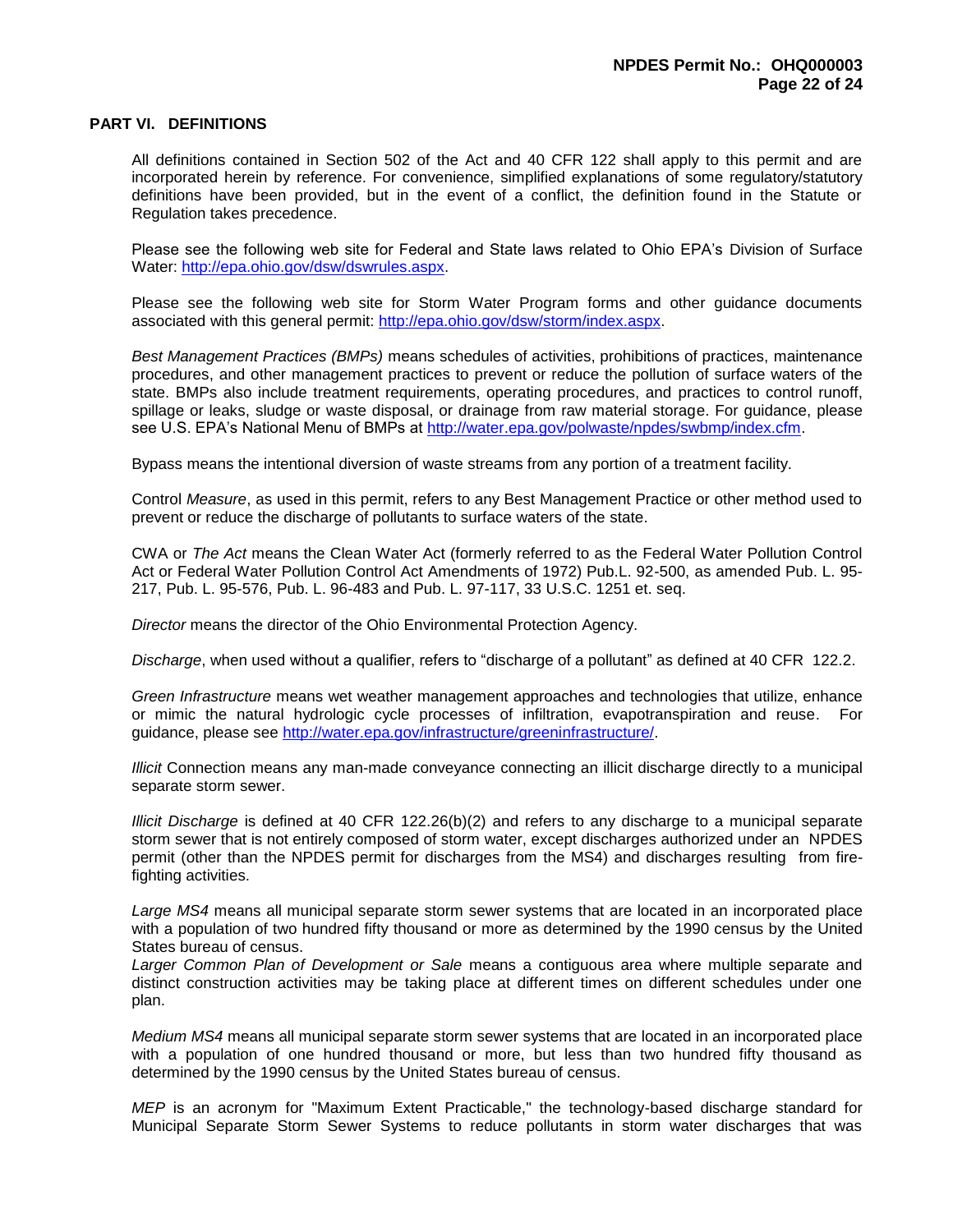## PART VI. DEFINITIONS

All definitions contained in Section 502 of the Act and 40 CFR 122 shall apply to this permit and are incorporated herein by reference. For convenience, simplified explanations of some regulatory/statutory definitions have been provided, but in the event of a conflict, the definition found in the Statute or Regulation takes precedence.

Please see the following web site for Federal and State laws related to Ohio EPA's Division of Surface Water: http://epa.ohio.gov/dsw/dswrules.aspx.

Please see the following web site for Storm Water Program forms and other guidance documents associated with this general permit: http://epa.ohio.gov/dsw/storm/index.aspx.

*Best Management Practices (BMPs)* means schedules of activities, prohibitions of practices, maintenance procedures, and other management practices to prevent or reduce the pollution of surface waters of the state. BMPs also include treatment requirements, operating procedures, and practices to control runoff, spillage or leaks, sludge or waste disposal, or drainage from raw material storage. For guidance, please see U.S. EPA's National Menu of BMPs at http://water.epa.gov/polwaste/npdes/swbmp/index.cfm.

Bypass means the intentional diversion of waste streams from any portion of a treatment facility.

Control *Measure*, as used in this permit, refers to any Best Management Practice or other method used to prevent or reduce the discharge of pollutants to surface waters of the state.

CWA or *The Act* means the Clean Water Act (formerly referred to as the Federal Water Pollution Control Act or Federal Water Pollution Control Act Amendments of 1972) Pub.L. 92-500, as amended Pub. L. 95-217, Pub. L. 95-576, Pub. L. 96-483 and Pub. L. 97-117, 33 U.S.C. 1251 et. seq.

*Director* means the director of the Ohio Environmental Protection Agency.

*Discharge*, when used without a qualifier, refers to "discharge of a pollutant" as defined at 40 CFR 122.2.

*Green Infrastructure* means wet weather management approaches and technologies that utilize, enhance or mimic the natural hydrologic cycle processes of infiltration, evapotranspiration and reuse. For guidance, please see http://water.epa.gov/infrastructure/greeninfrastructure/.

*Illicit* Connection means any man-made conveyance connecting an illicit discharge directly to a municipal separate storm sewer.

*Illicit Discharge* is defined at 40 CFR 122.26(b)(2) and refers to any discharge to a municipal separate storm sewer that is not entirely composed of storm water, except discharges authorized under an NPDES permit (other than the NPDES permit for discharges from the MS4) and discharges resulting from fire-fighting activities.

*Large MS4* means all municipal separate storm sewer systems that are located in an incorporated place with a population of two hundred fifty thousand or more as determined by the 1990 census by the United States bureau of census.

*Larger Common Plan of Development or Sale* means a contiguous area where multiple separate and distinct construction activities may be taking place at different times on different schedules under one plan.

*Medium MS4* means all municipal separate storm sewer systems that are located in an incorporated place with a population of one hundred thousand or more, but less than two hundred fifty thousand as determined by the 1990 census by the United States bureau of census.

*MEP* is an acronym for "Maximum Extent Practicable," the technology-based discharge standard for Municipal Separate Storm Sewer Systems to reduce pollutants in storm water discharges that was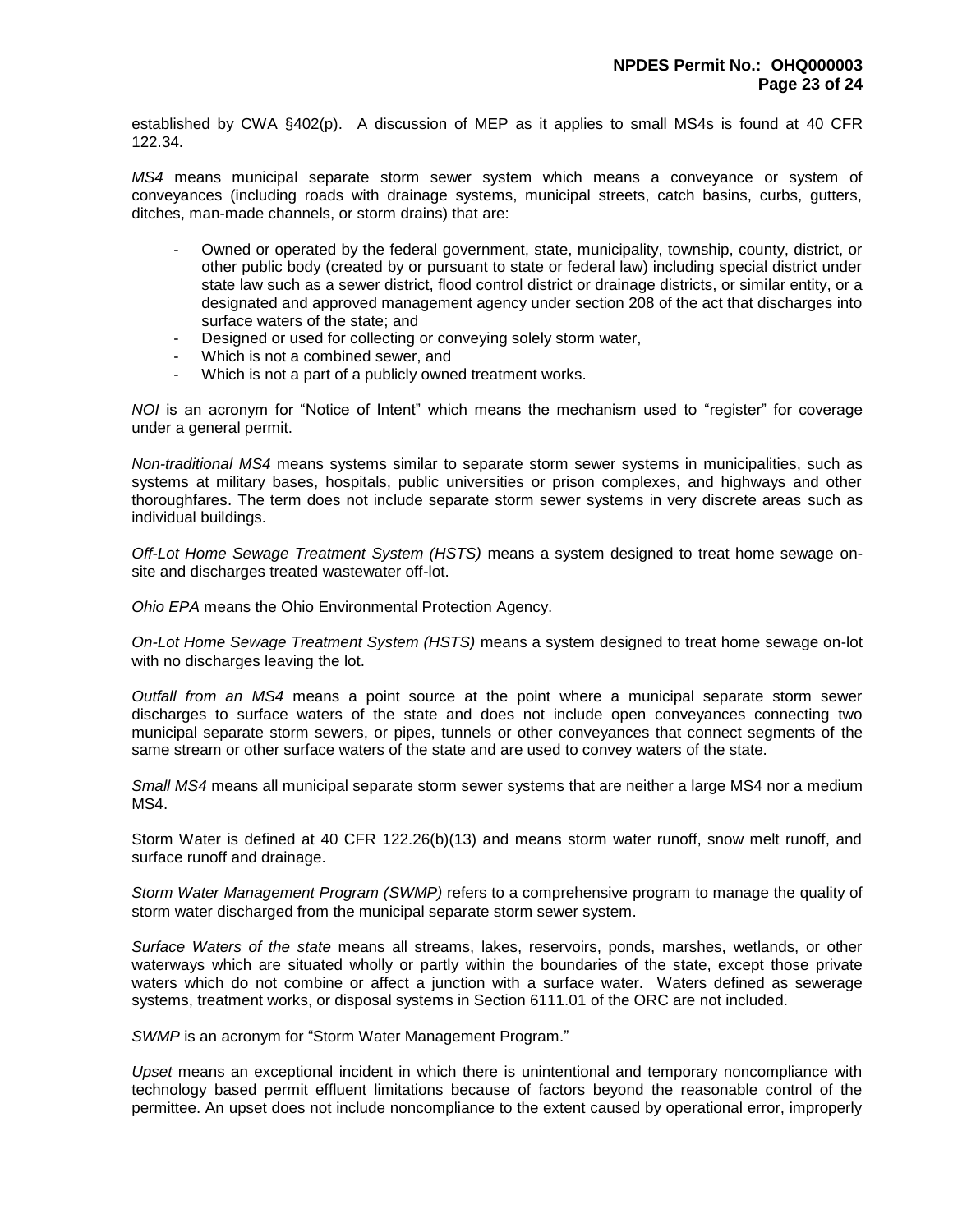established by CWA §402(p). A discussion of MEP as it applies to small MS4s is found at 40 CFR 122.34.

*MS4* means municipal separate storm sewer system which means a conveyance or system of conveyances (including roads with drainage systems, municipal streets, catch basins, curbs, gutters, ditches, man-made channels, or storm drains) that are:

- Owned or operated by the federal government, state, municipality, township, county, district, or other public body (created by or pursuant to state or federal law) including special district under state law such as a sewer district, flood control district or drainage districts, or similar entity, or a designated and approved management agency under section 208 of the act that discharges into surface waters of the state; and
- Designed or used for collecting or conveying solely storm water,
- Which is not a combined sewer, and
- Which is not a part of a publicly owned treatment works.

*NOI* is an acronym for "Notice of Intent" which means the mechanism used to "register" for coverage under a general permit.

*Non-traditional MS4* means systems similar to separate storm sewer systems in municipalities, such as systems at military bases, hospitals, public universities or prison complexes, and highways and other thoroughfares. The term does not include separate storm sewer systems in very discrete areas such as individual buildings.

*Off-Lot Home Sewage Treatment System (HSTS)* means a system designed to treat home sewage on-site and discharges treated wastewater off-lot.

*Ohio EPA* means the Ohio Environmental Protection Agency.

*On-Lot Home Sewage Treatment System (HSTS)* means a system designed to treat home sewage on-lot with no discharges leaving the lot.

*Outfall from an MS4* means a point source at the point where a municipal separate storm sewer discharges to surface waters of the state and does not include open conveyances connecting two municipal separate storm sewers, or pipes, tunnels or other conveyances that connect segments of the same stream or other surface waters of the state and are used to convey waters of the state.

*Small MS4* means all municipal separate storm sewer systems that are neither a large MS4 nor a medium MS4.

Storm Water is defined at 40 CFR 122.26(b)(13) and means storm water runoff, snow melt runoff, and surface runoff and drainage.

*Storm Water Management Program (SWMP)* refers to a comprehensive program to manage the quality of storm water discharged from the municipal separate storm sewer system.

*Surface Waters of the state* means all streams, lakes, reservoirs, ponds, marshes, wetlands, or other waterways which are situated wholly or partly within the boundaries of the state, except those private waters which do not combine or affect a junction with a surface water. Waters defined as sewerage systems, treatment works, or disposal systems in Section 6111.01 of the ORC are not included.

*SWMP* is an acronym for "Storm Water Management Program."

*Upset* means an exceptional incident in which there is unintentional and temporary noncompliance with technology based permit effluent limitations because of factors beyond the reasonable control of the permittee. An upset does not include noncompliance to the extent caused by operational error, improperly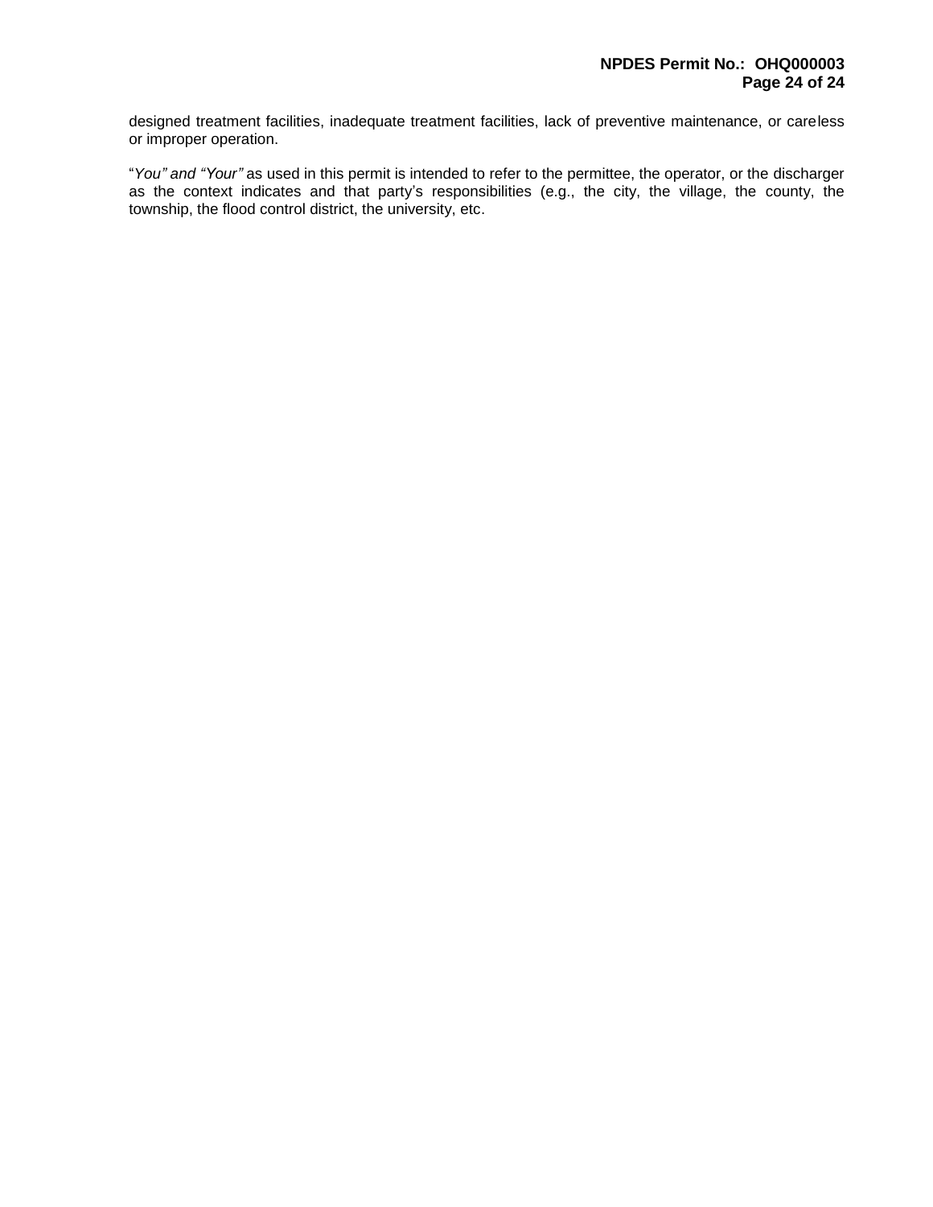designed treatment facilities, inadequate treatment facilities, lack of preventive maintenance, or careless or improper operation.

"*You" and "Your"* as used in this permit is intended to refer to the permittee, the operator, or the discharger as the context indicates and that party's responsibilities (e.g., the city, the village, the county, the township, the flood control district, the university, etc.